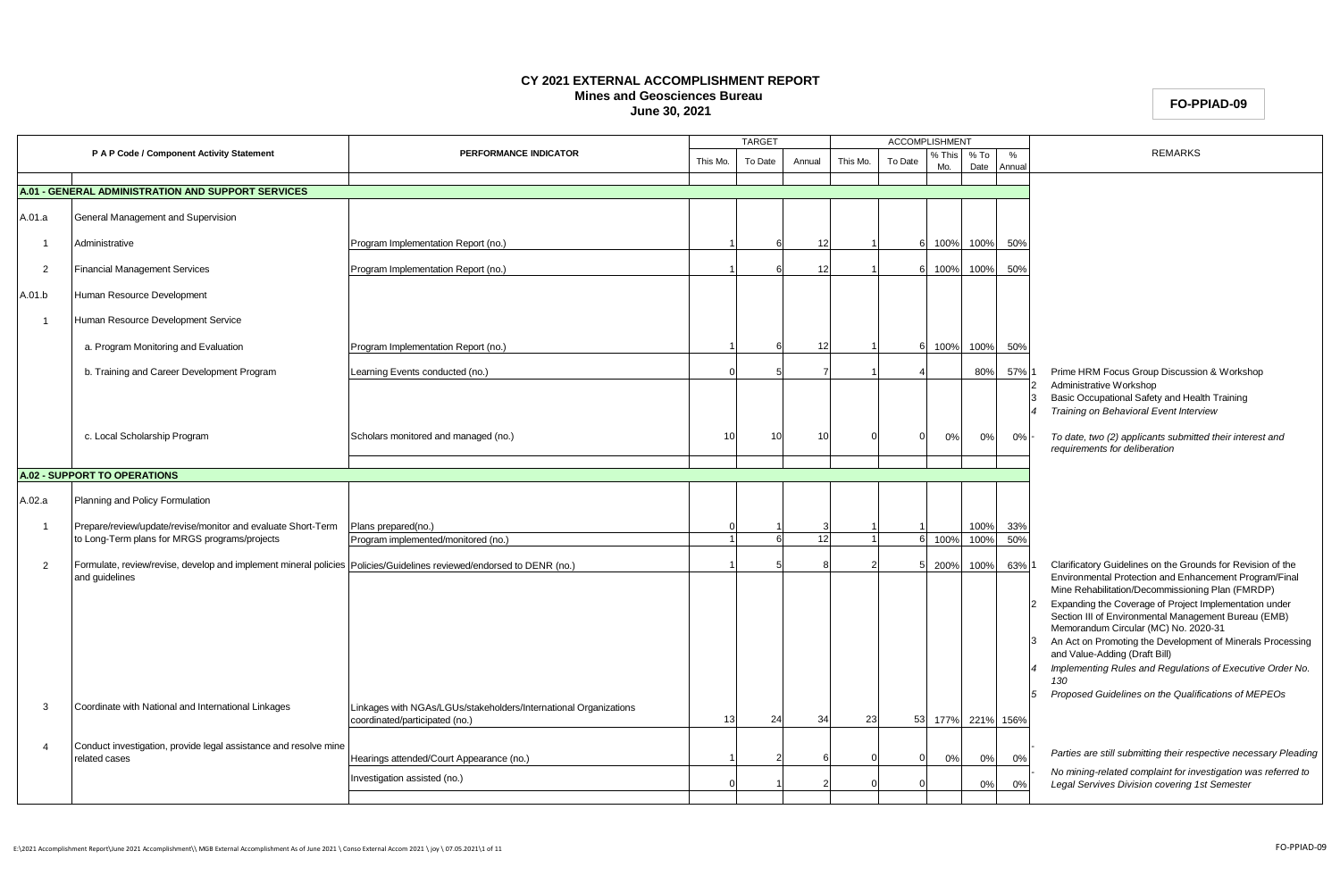**CY 2021 EXTERNAL ACCOMPLISHMENT REPORT**
**Mines and Geosciences Bureau**
**June 30, 2021**

**FO-PPIAD-09**

| P A P Code / Component Activity Statement | | PERFORMANCE INDICATOR | TARGET | | | ACCOMPLISHMENT | | | | | REMARKS |
|---|---|---|---|---|---|---|---|---|---|---|---|
| | | | This Mo. | To Date | Annual | This Mo. | To Date | % This Mo. | % To Date | % Annual | |
| **A.01 - GENERAL ADMINISTRATION AND SUPPORT SERVICES** | | | | | | | | | | | |
| A.01.a | General Management and Supervision | | | | | | | | | | |
| 1 | Administrative | Program Implementation Report (no.) | 1 | 6 | 12 | 1 | 6 | 100% | 100% | 50% | |
| 2 | Financial Management Services | Program Implementation Report (no.) | 1 | 6 | 12 | 1 | 6 | 100% | 100% | 50% | |
| A.01.b | Human Resource Development | | | | | | | | | | |
| 1 | Human Resource Development Service | | | | | | | | | | |
| | a. Program Monitoring and Evaluation | Program Implementation Report (no.) | 1 | 6 | 12 | 1 | 6 | 100% | 100% | 50% | |
| | b. Training and Career Development Program | Learning Events conducted (no.) | 0 | 5 | 7 | 1 | 4 | | 80% | 57% | 1 Prime HRM Focus Group Discussion & Workshop<br>2 Administrative Workshop<br>3 Basic Occupational Safety and Health Training<br>4 *Training on Behavioral Event Interview* |
| | c. Local Scholarship Program | Scholars monitored and managed (no.) | 10 | 10 | 10 | 0 | 0 | 0% | 0% | 0% | - *To date, two (2) applicants submitted their interest and requirements for deliberation* |
| **A.02 - SUPPORT TO OPERATIONS** | | | | | | | | | | | |
| A.02.a | Planning and Policy Formulation | | | | | | | | | | |
| 1 | Prepare/review/update/revise/monitor and evaluate Short-Term to Long-Term plans for MRGS programs/projects | Plans prepared(no.) | 0 | 1 | 3 | 1 | 1 | | 100% | 33% | |
| | | Program implemented/monitored (no.) | 1 | 6 | 12 | 1 | 6 | 100% | 100% | 50% | |
| 2 | Formulate, review/revise, develop and implement mineral policies and guidelines | Policies/Guidelines reviewed/endorsed to DENR (no.) | 1 | 5 | 8 | 2 | 5 | 200% | 100% | 63% | 1 Clarificatory Guidelines on the Grounds for Revision of the Environmental Protection and Enhancement Program/Final Mine Rehabilitation/Decommissioning Plan (FMRDP)<br>2 Expanding the Coverage of Project Implementation under Section III of Environmental Management Bureau (EMB) Memorandum Circular (MC) No. 2020-31<br>3 An Act on Promoting the Development of Minerals Processing and Value-Adding (Draft Bill)<br>4 *Implementing Rules and Regulations of Executive Order No. 130*<br>5 *Proposed Guidelines on the Qualifications of MEPEOs* |
| 3 | Coordinate with National and International Linkages | Linkages with NGAs/LGUs/stakeholders/International Organizations coordinated/participated (no.) | 13 | 24 | 34 | 23 | 53 | 177% | 221% | 156% | |
| 4 | Conduct investigation, provide legal assistance and resolve mine related cases | Hearings attended/Court Appearance (no.) | 1 | 2 | 6 | 0 | 0 | 0% | 0% | 0% | - *Parties are still submitting their respective necessary Pleading* |
| | | Investigation assisted (no.) | 0 | 1 | 2 | 0 | 0 | | 0% | 0% | - *No mining-related complaint for investigation was referred to Legal Servives Division covering 1st Semester* |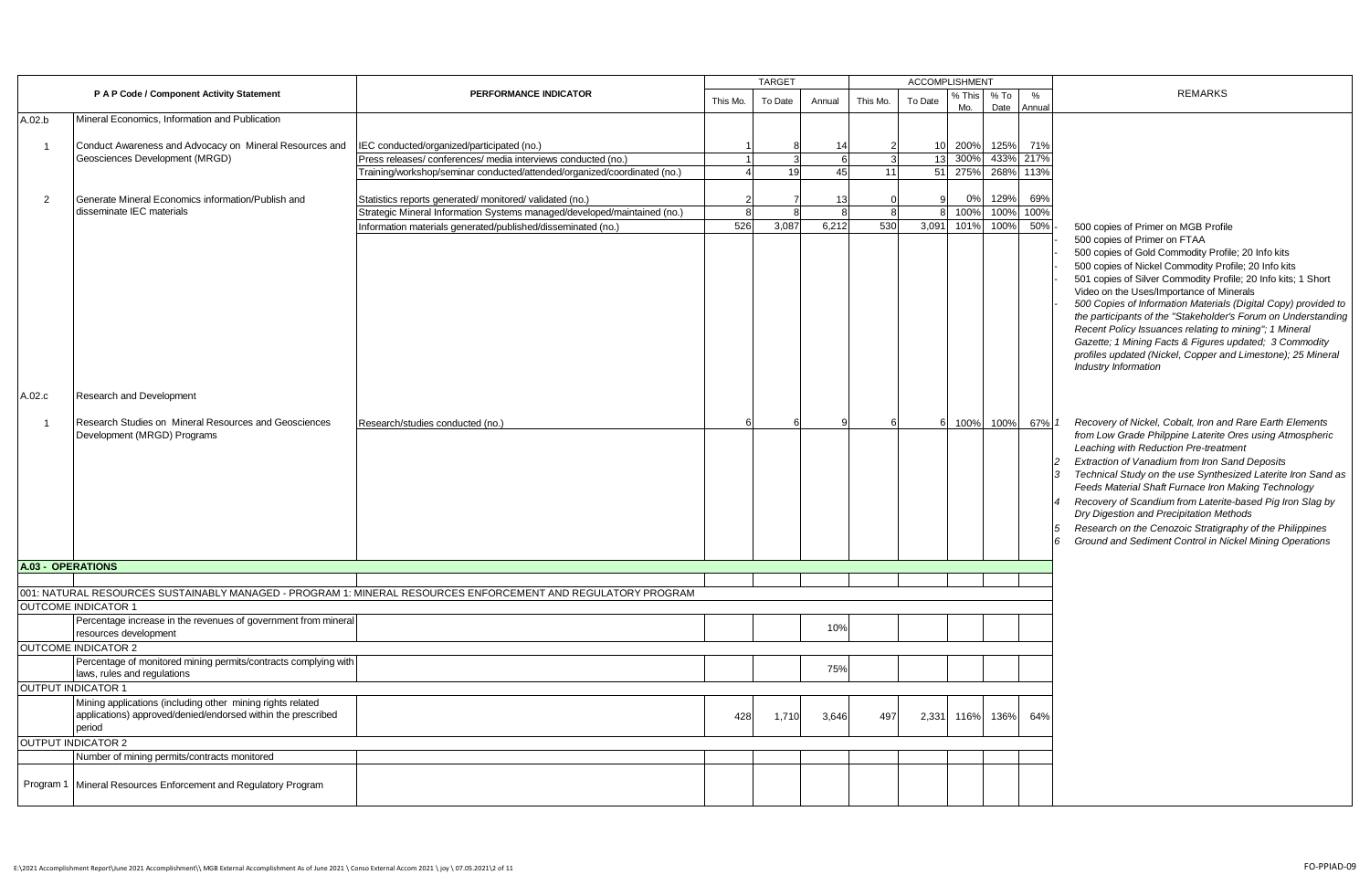| P A P Code / Component Activity Statement | | PERFORMANCE INDICATOR | TARGET | | | ACCOMPLISHMENT | | | | | REMARKS |
|---|---|---|---|---|---|---|---|---|---|---|---|
| | | | This Mo. | To Date | Annual | This Mo. | To Date | % This Mo. | % To Date | % Annual | |
| A.02.b | Mineral Economics, Information and Publication | | | | | | | | | | |
| 1 | Conduct Awareness and Advocacy on Mineral Resources and Geosciences Development (MRGD) | IEC conducted/organized/participated (no.) | 1 | 8 | 14 | 2 | 10 | 200% | 125% | 71% | |
| | | Press releases/ conferences/ media interviews conducted (no.) | 1 | 3 | 6 | 3 | 13 | 300% | 433% | 217% | |
| | | Training/workshop/seminar conducted/attended/organized/coordinated (no.) | 4 | 19 | 45 | 11 | 51 | 275% | 268% | 113% | |
| 2 | Generate Mineral Economics information/Publish and disseminate IEC materials | Statistics reports generated/ monitored/ validated (no.) | 2 | 7 | 13 | 0 | 9 | 0% | 129% | 69% | |
| | | Strategic Mineral Information Systems managed/developed/maintained (no.) | 8 | 8 | 8 | 8 | 8 | 100% | 100% | 100% | |
| | | Information materials generated/published/disseminated (no.) | 526 | 3,087 | 6,212 | 530 | 3,091 | 101% | 100% | 50% | - 500 copies of Primer on MGB Profile<br>- 500 copies of Primer on FTAA<br>- 500 copies of Gold Commodity Profile; 20 Info kits<br>- 500 copies of Nickel Commodity Profile; 20 Info kits<br>- 501 copies of Silver Commodity Profile; 20 Info kits; 1 Short Video on the Uses/Importance of Minerals<br>- *500 Copies of Information Materials (Digital Copy) provided to the participants of the "Stakeholder's Forum on Understanding Recent Policy Issuances relating to mining"; 1 Mineral Gazette; 1 Mining Facts & Figures updated; 3 Commodity profiles updated (Nickel, Copper and Limestone); 25 Mineral Industry Information* |
| A.02.c | Research and Development | | | | | | | | | | |
| 1 | Research Studies on Mineral Resources and Geosciences Development (MRGD) Programs | Research/studies conducted (no.) | 6 | 6 | 9 | 6 | 6 | 100% | 100% | 67% | *1 Recovery of Nickel, Cobalt, Iron and Rare Earth Elements from Low Grade Philppine Laterite Ores using Atmospheric Leaching with Reduction Pre-treatment*<br>*2 Extraction of Vanadium from Iron Sand Deposits*<br>*3 Technical Study on the use Synthesized Laterite Iron Sand as Feeds Material Shaft Furnace Iron Making Technology*<br>*4 Recovery of Scandium from Laterite-based Pig Iron Slag by Dry Digestion and Precipitation Methods*<br>*5 Research on the Cenozoic Stratigraphy of the Philippines*<br>*6 Ground and Sediment Control in Nickel Mining Operations* |
| **A.03 - OPERATIONS** | | | | | | | | | | | |
| 001: NATURAL RESOURCES SUSTAINABLY MANAGED - PROGRAM 1: MINERAL RESOURCES ENFORCEMENT AND REGULATORY PROGRAM | | | | | | | | | | | |
| OUTCOME INDICATOR 1 | | | | | | | | | | | |
| | Percentage increase in the revenues of government from mineral resources development | | | | 10% | | | | | | |
| OUTCOME INDICATOR 2 | | | | | | | | | | | |
| | Percentage of monitored mining permits/contracts complying with laws, rules and regulations | | | | 75% | | | | | | |
| OUTPUT INDICATOR 1 | | | | | | | | | | | |
| | Mining applications (including other mining rights related applications) approved/denied/endorsed within the prescribed period | | 428 | 1,710 | 3,646 | 497 | 2,331 | 116% | 136% | 64% | |
| OUTPUT INDICATOR 2 | | | | | | | | | | | |
| | Number of mining permits/contracts monitored | | | | | | | | | | |
| Program 1 | Mineral Resources Enforcement and Regulatory Program | | | | | | | | | | |

E:\2021 Accomplishment Report\June 2021 Accomplishment\\ MGB External Accomplishment As of June 2021 \ Conso External Accom 2021 \ joy \ 07.05.2021\2 of 11

FO-PPIAD-09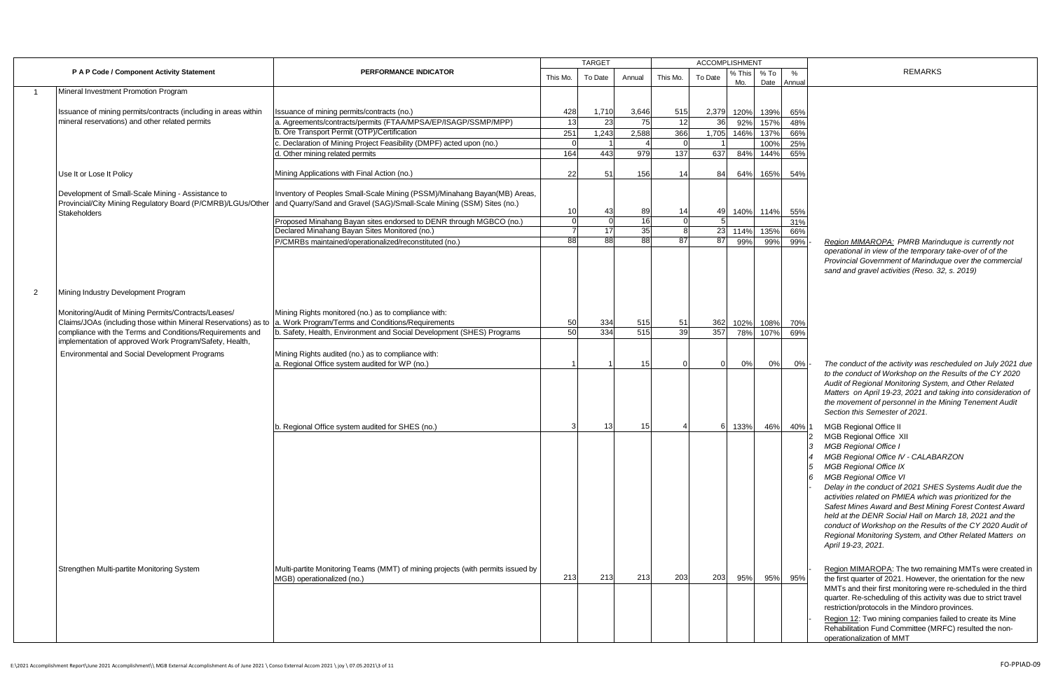| | P A P Code / Component Activity Statement | PERFORMANCE INDICATOR | TARGET | | | ACCOMPLISHMENT | | | | | REMARKS |
|---|---|---|---|---|---|---|---|---|---|---|---|
| | | | This Mo. | To Date | Annual | This Mo. | To Date | % This Mo. | % To Date | % Annual | |
| 1 | Mineral Investment Promotion Program | | | | | | | | | | |
| | Issuance of mining permits/contracts (including in areas within mineral reservations) and other related permits | Issuance of mining permits/contracts (no.) | 428 | 1,710 | 3,646 | 515 | 2,379 | 120% | 139% | 65% | |
| | | a. Agreements/contracts/permits (FTAA/MPSA/EP/ISAGP/SSMP/MPP) | 13 | 23 | 75 | 12 | 36 | 92% | 157% | 48% | |
| | | b. Ore Transport Permit (OTP)/Certification | 251 | 1,243 | 2,588 | 366 | 1,705 | 146% | 137% | 66% | |
| | | c. Declaration of Mining Project Feasibility (DMPF) acted upon (no.) | 0 | 1 | 4 | 0 | 1 | | 100% | 25% | |
| | | d. Other mining related permits | 164 | 443 | 979 | 137 | 637 | 84% | 144% | 65% | |
| | Use It or Lose It Policy | Mining Applications with Final Action (no.) | 22 | 51 | 156 | 14 | 84 | 64% | 165% | 54% | |
| | Development of Small-Scale Mining - Assistance to Provincial/City Mining Regulatory Board (P/CMRB)/LGUs/Other Stakeholders | Inventory of Peoples Small-Scale Mining (PSSM)/Minahang Bayan(MB) Areas, and Quarry/Sand and Gravel (SAG)/Small-Scale Mining (SSM) Sites (no.) | 10 | 43 | 89 | 14 | 49 | 140% | 114% | 55% | |
| | | Proposed Minahang Bayan sites endorsed to DENR through MGBCO (no.) | 0 | 0 | 16 | 0 | 5 | | | 31% | |
| | | Declared Minahang Bayan Sites Monitored (no.) | 7 | 17 | 35 | 8 | 23 | 114% | 135% | 66% | |
| | | P/CMRBs maintained/operationalized/reconstituted (no.) | 88 | 88 | 88 | 87 | 87 | 99% | 99% | 99% | - *Region MIMAROPA: PMRB Marinduque is currently not operational in view of the temporary take-over of of the Provincial Government of Marinduque over the commercial sand and gravel activities (Reso. 32, s. 2019)* |
| 2 | Mining Industry Development Program | | | | | | | | | | |
| | Monitoring/Audit of Mining Permits/Contracts/Leases/ Claims/JOAs (including those within Mineral Reservations) as to compliance with the Terms and Conditions/Requirements and implementation of approved Work Program/Safety, Health, Environmental and Social Development Programs | Mining Rights monitored (no.) as to compliance with: | | | | | | | | | |
| | | a. Work Program/Terms and Conditions/Requirements | 50 | 334 | 515 | 51 | 362 | 102% | 108% | 70% | |
| | | b. Safety, Health, Environment and Social Development (SHES) Programs | 50 | 334 | 515 | 39 | 357 | 78% | 107% | 69% | |
| | | Mining Rights audited (no.) as to compliance with: | | | | | | | | | |
| | | a. Regional Office system audited for WP (no.) | 1 | 1 | 15 | 0 | 0 | 0% | 0% | 0% | - *The conduct of the activity was rescheduled on July 2021 due to the conduct of Workshop on the Results of the CY 2020 Audit of Regional Monitoring System, and Other Related Matters on April 19-23, 2021 and taking into consideration of the movement of personnel in the Mining Tenement Audit Section this Semester of 2021.* |
| | | b. Regional Office system audited for SHES (no.) | 3 | 13 | 15 | 4 | 6 | 133% | 46% | 40% | 1 MGB Regional Office II<br>2 MGB Regional Office XII<br>3 *MGB Regional Office I*<br>4 *MGB Regional Office IV - CALABARZON*<br>5 *MGB Regional Office IX*<br>6 *MGB Regional Office VI*<br>- *Delay in the conduct of 2021 SHES Systems Audit due the activities related on PMIEA which was prioritized for the Safest Mines Award and Best Mining Forest Contest Award held at the DENR Social Hall on March 18, 2021 and the conduct of Workshop on the Results of the CY 2020 Audit of Regional Monitoring System, and Other Related Matters on April 19-23, 2021.* |
| | Strengthen Multi-partite Monitoring System | Multi-partite Monitoring Teams (MMT) of mining projects (with permits issued by MGB) operationalized (no.) | 213 | 213 | 213 | 203 | 203 | 95% | 95% | 95% | - Region MIMAROPA: The two remaining MMTs were created in the first quarter of 2021. However, the orientation for the new MMTs and their first monitoring were re-scheduled in the third quarter. Re-scheduling of this activity was due to strict travel restriction/protocols in the Mindoro provinces.<br>- Region 12: Two mining companies failed to create its Mine Rehabilitation Fund Committee (MRFC) resulted the non-operationalization of MMT |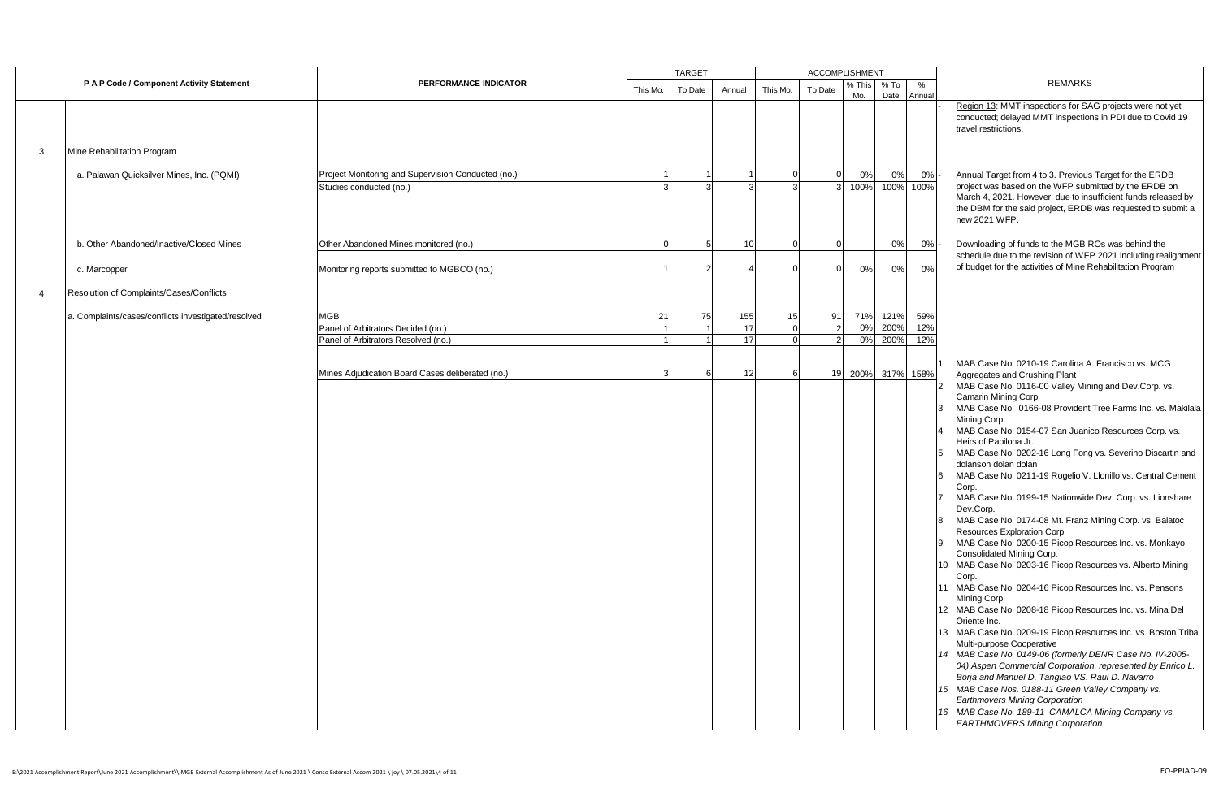| | P A P Code / Component Activity Statement | PERFORMANCE INDICATOR | TARGET | | | ACCOMPLISHMENT | | | | | REMARKS |
|---|---|---|---|---|---|---|---|---|---|---|---|
| | | | This Mo. | To Date | Annual | This Mo. | To Date | % This Mo. | % To Date | % Annual | |
| | | | | | | | | | | | - Region 13: MMT inspections for SAG projects were not yet conducted; delayed MMT inspections in PDI due to Covid 19 travel restrictions. |
| 3 | Mine Rehabilitation Program | | | | | | | | | | |
| | a. Palawan Quicksilver Mines, Inc. (PQMI) | Project Monitoring and Supervision Conducted (no.) | 1 | 1 | 1 | 0 | 0 | 0% | 0% | 0% | - Annual Target from 4 to 3. Previous Target for the ERDB project was based on the WFP submitted by the ERDB on March 4, 2021. However, due to insufficient funds released by the DBM for the said project, ERDB was requested to submit a new 2021 WFP. |
| | | Studies conducted (no.) | 3 | 3 | 3 | 3 | 3 | 100% | 100% | 100% | |
| | b. Other Abandoned/Inactive/Closed Mines | Other Abandoned Mines monitored (no.) | 0 | 5 | 10 | 0 | 0 | | 0% | 0% | - Downloading of funds to the MGB ROs was behind the schedule due to the revision of WFP 2021 including realignment of budget for the activities of Mine Rehabilitation Program |
| | c. Marcopper | Monitoring reports submitted to MGBCO (no.) | 1 | 2 | 4 | 0 | 0 | 0% | 0% | 0% | |
| 4 | Resolution of Complaints/Cases/Conflicts | | | | | | | | | | |
| | a. Complaints/cases/conflicts investigated/resolved | MGB | 21 | 75 | 155 | 15 | 91 | 71% | 121% | 59% | |
| | | Panel of Arbitrators Decided (no.) | 1 | 1 | 17 | 0 | 2 | 0% | 200% | 12% | |
| | | Panel of Arbitrators Resolved (no.) | 1 | 1 | 17 | 0 | 2 | 0% | 200% | 12% | |
| | | Mines Adjudication Board Cases deliberated (no.) | 3 | 6 | 12 | 6 | 19 | 200% | 317% | 158% | 1 MAB Case No. 0210-19 Carolina A. Francisco vs. MCG Aggregates and Crushing Plant<br>2 MAB Case No. 0116-00 Valley Mining and Dev.Corp. vs. Camarin Mining Corp.<br>3 MAB Case No. 0166-08 Provident Tree Farms Inc. vs. Makilala Mining Corp.<br>4 MAB Case No. 0154-07 San Juanico Resources Corp. vs. Heirs of Pabilona Jr.<br>5 MAB Case No. 0202-16 Long Fong vs. Severino Discartin and dolanson dolan dolan<br>6 MAB Case No. 0211-19 Rogelio V. Llonillo vs. Central Cement Corp.<br>7 MAB Case No. 0199-15 Nationwide Dev. Corp. vs. Lionshare Dev.Corp.<br>8 MAB Case No. 0174-08 Mt. Franz Mining Corp. vs. Balatoc Resources Exploration Corp.<br>9 MAB Case No. 0200-15 Picop Resources Inc. vs. Monkayo Consolidated Mining Corp.<br>10 MAB Case No. 0203-16 Picop Resources vs. Alberto Mining Corp.<br>11 MAB Case No. 0204-16 Picop Resources Inc. vs. Pensons Mining Corp.<br>12 MAB Case No. 0208-18 Picop Resources Inc. vs. Mina Del Oriente Inc.<br>13 MAB Case No. 0209-19 Picop Resources Inc. vs. Boston Tribal Multi-purpose Cooperative<br>*14 MAB Case No. 0149-06 (formerly DENR Case No. IV-2005-04) Aspen Commercial Corporation, represented by Enrico L. Borja and Manuel D. Tanglao VS. Raul D. Navarro*<br>*15 MAB Case Nos. 0188-11 Green Valley Company vs. Earthmovers Mining Corporation*<br>*16 MAB Case No. 189-11 CAMALCA Mining Company vs. EARTHMOVERS Mining Corporation* |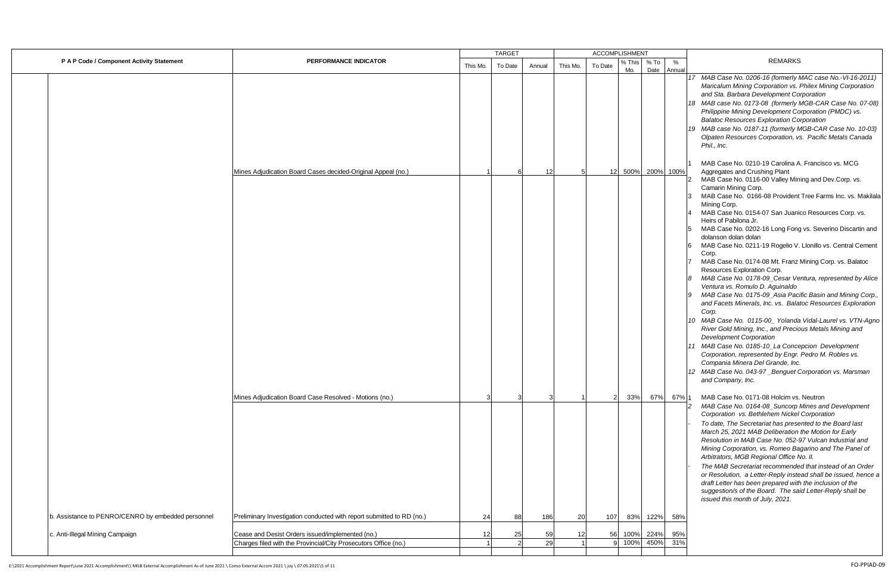| P A P Code / Component Activity Statement | PERFORMANCE INDICATOR | TARGET | | | ACCOMPLISHMENT | | | | | REMARKS |
|---|---|---|---|---|---|---|---|---|---|---|
| | | This Mo. | To Date | Annual | This Mo. | To Date | % This Mo. | % To Date | % Annual | |
| | | | | | | | | | | 17 *MAB Case No. 0206-16 (formerly MAC case No.-VI-16-2011) Maricalum Mining Corporation vs. Philex Mining Corporation and Sta. Barbara Development Corporation*<br>18 *MAB case No. 0173-08 (formerly MGB-CAR Case No. 07-08) Philippine Mining Development Corporation (PMDC) vs. Balatoc Resources Exploration Corporation*<br>19 *MAB case No. 0187-11 (formerly MGB-CAR Case No. 10-03) Olpaten Resources Corporation, vs. Pacific Metals Canada Phil., Inc.* |
| | Mines Adjudication Board Cases decided-Original Appeal (no.) | 1 | 6 | 12 | 5 | 12 | 500% | 200% | 100% | 1 MAB Case No. 0210-19 Carolina A. Francisco vs. MCG Aggregates and Crushing Plant<br>2 MAB Case No. 0116-00 Valley Mining and Dev.Corp. vs. Camarin Mining Corp.<br>3 MAB Case No. 0166-08 Provident Tree Farms Inc. vs. Makilala Mining Corp.<br>4 MAB Case No. 0154-07 San Juanico Resources Corp. vs. Heirs of Pabilona Jr.<br>5 MAB Case No. 0202-16 Long Fong vs. Severino Discartin and dolanson dolan dolan<br>6 MAB Case No. 0211-19 Rogelio V. Llonillo vs. Central Cement Corp.<br>7 MAB Case No. 0174-08 Mt. Franz Mining Corp. vs. Balatoc Resources Exploration Corp.<br>8 *MAB Case No. 0178-09_Cesar Ventura, represented by Alice Ventura vs. Romulo D. Aguinaldo*<br>9 *MAB Case No. 0175-09_Asia Pacific Basin and Mining Corp., and Facets Minerals, Inc. vs. Balatoc Resources Exploration Corp.*<br>10 *MAB Case No. 0115-00_ Yolanda Vidal-Laurel vs. VTN-Agno River Gold Mining, Inc., and Precious Metals Mining and Development Corporation*<br>11 *MAB Case No. 0185-10_La Concepcion Development Corporation, represented by Engr. Pedro M. Robles vs. Compania Minera Del Grande, Inc.*<br>12 *MAB Case No. 043-97 _Benguet Corporation vs. Marsman and Company, Inc.* |
| | Mines Adjudication Board Case Resolved - Motions (no.) | 3 | 3 | 3 | 1 | 2 | 33% | 67% | 67% | 1 MAB Case No. 0171-08 Holcim vs. Neutron<br>2 *MAB Case No. 0164-08_Suncorp Mines and Development Corporation vs. Bethlehem Nickel Corporation*<br>- *To date, The Secretariat has presented to the Board last March 25, 2021 MAB Deliberation the Motion for Early Resolution in MAB Case No. 052-97 Vulcan Industrial and Mining Corporation, vs. Romeo Bagarino and The Panel of Arbitrators, MGB Regional Office No. II.*<br>- *The MAB Secretariat recommended that instead of an Order or Resolution, a Letter-Reply instead shall be issued, hence a draft Letter has been prepared with the inclusion of the suggestion/s of the Board. The said Letter-Reply shall be issued this month of July, 2021.* |
| b. Assistance to PENRO/CENRO by embedded personnel | Preliminary Investigation conducted with report submitted to RD (no.) | 24 | 88 | 186 | 20 | 107 | 83% | 122% | 58% | |
| c. Anti-Illegal Mining Campaign | Cease and Desist Orders issued/implemented (no.) | 12 | 25 | 59 | 12 | 56 | 100% | 224% | 95% | |
| | Charges filed with the Provincial/City Prosecutors Office (no.) | 1 | 2 | 29 | 1 | 9 | 100% | 450% | 31% | |

E:\2021 Accomplishment Report\June 2021 Accomplishment\\ MGB External Accomplishment As of June 2021 \ Conso External Accom 2021 \ joy \ 07.05.2021\5 of 11

FO-PPIAD-09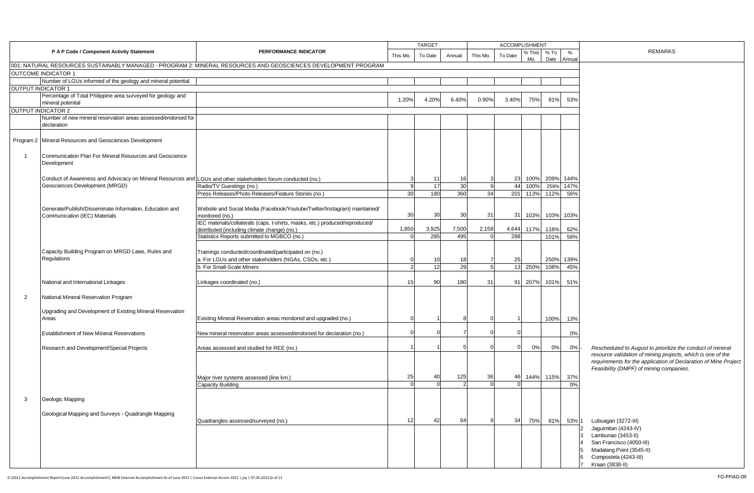| P A P Code / Component Activity Statement | | PERFORMANCE INDICATOR | TARGET | | | ACCOMPLISHMENT | | | | | REMARKS |
|---|---|---|---|---|---|---|---|---|---|---|---|
| | | | This Mo. | To Date | Annual | This Mo. | To Date | % This Mo. | % To Date | % Annual | |
| 001: NATURAL RESOURCES SUSTAINABLY MANAGED - PROGRAM 2: MINERAL RESOURCES AND GEOSCIENCES DEVELOPMENT PROGRAM | | | | | | | | | | | |
| OUTCOME INDICATOR 1 | | | | | | | | | | | |
| | Number of LGUs informed of the geology and mineral potential | | | | | | | | | | |
| OUTPUT INDICATOR 1 | | | | | | | | | | | |
| | Percentage of Total Philippine area surveyed for geology and mineral potential | | 1.20% | 4.20% | 6.40% | 0.90% | 3.40% | 75% | 81% | 53% | |
| OUTPUT INDICATOR 2 | | | | | | | | | | | |
| | Number of new mineral reservation areas assessed/endorsed for declaration | | | | | | | | | | |
| Program 2 | Mineral Resources and Geosciences Development | | | | | | | | | | |
| 1 | Communication Plan For Mineral Resources and Geoscience Development | | | | | | | | | | |
| | Conduct of Awareness and Advocacy on Mineral Resources and Geosciences Development (MRGD) | LGUs and other stakeholders forum conducted (no.) | 3 | 11 | 16 | 3 | 23 | 100% | 209% | 144% | |
| | | Radio/TV Guestings (no.) | 9 | 17 | 30 | 9 | 44 | 100% | 259% | 147% | |
| | | Press Releases/Photo Releases/Feature Stories (no.) | 30 | 180 | 360 | 34 | 201 | 113% | 112% | 56% | |
| | Generate/Publish/Disseminate Information, Education and Communication (IEC) Materials | Website and Social Media (Facebook/Youtube/Twitter/Instagram) maintained/ monitored (no.) | 30 | 30 | 30 | 31 | 31 | 103% | 103% | 103% | |
| | | IEC materials/collaterals (caps, t-shirts, masks, etc.) produced/reproduced/ distributed (including climate change) (no.) | 1,850 | 3,925 | 7,500 | 2,158 | 4,644 | 117% | 118% | 62% | |
| | | Statistics Reports submitted to MGBCO (no.) | 0 | 285 | 495 | 0 | 288 | | 101% | 58% | |
| | Capacity Building Program on MRGD Laws, Rules and Regulations | Trainings conducted/coordinated/participated on (no.) | | | | | | | | | |
| | | a. For LGUs and other stakeholders (NGAs, CSOs, etc.) | 0 | 10 | 18 | 7 | 25 | | 250% | 139% | |
| | | b. For Small-Scale Miners | 2 | 12 | 29 | 5 | 13 | 250% | 108% | 45% | |
| | National and International Linkages | Linkages coordinated (no.) | 15 | 90 | 180 | 31 | 91 | 207% | 101% | 51% | |
| 2 | National Mineral Reservation Program | | | | | | | | | | |
| | Upgrading and Development of Existing Mineral Reservation Areas | Existing Mineral Reservation areas monitored and upgraded (no.) | 0 | 1 | 8 | 0 | 1 | | 100% | 13% | |
| | Establishment of New Mineral Reservations | New mineral reservation areas assessed/endorsed for declaration (no.) | 0 | 0 | 7 | 0 | 0 | | | 0% | |
| | Research and Development/Special Projects | Areas assessed and studied for REE (no.) | 1 | 1 | 5 | 0 | 0 | 0% | 0% | 0% | - *Rescheduled to August to prioritize the conduct of mineral resource validation of mining projects, which is one of the requirements for the application of Declaration of Mine Project Feasibility (DMPF) of mining companies.* |
| | | Major river systems assessed (line km.) | 25 | 40 | 125 | 36 | 46 | 144% | 115% | 37% | |
| | | Capacity Building | 0 | 0 | 2 | 0 | 0 | | | 0% | |
| 3 | Geologic Mapping | | | | | | | | | | |
| | Geological Mapping and Surveys - Quadrangle Mapping | Quadrangles assessed/surveyed (no.) | 12 | 42 | 64 | 9 | 34 | 75% | 81% | 53% | 1 Lubuagan (3272-III)<br>2 Jaguimitan (4243-IV)<br>3 Lambunao (3453-II)<br>4 San Francisco (4050-III)<br>5 Madalang Point (3545-II)<br>6 Compostela (4243-III)<br>7 Kraan (3838-II) |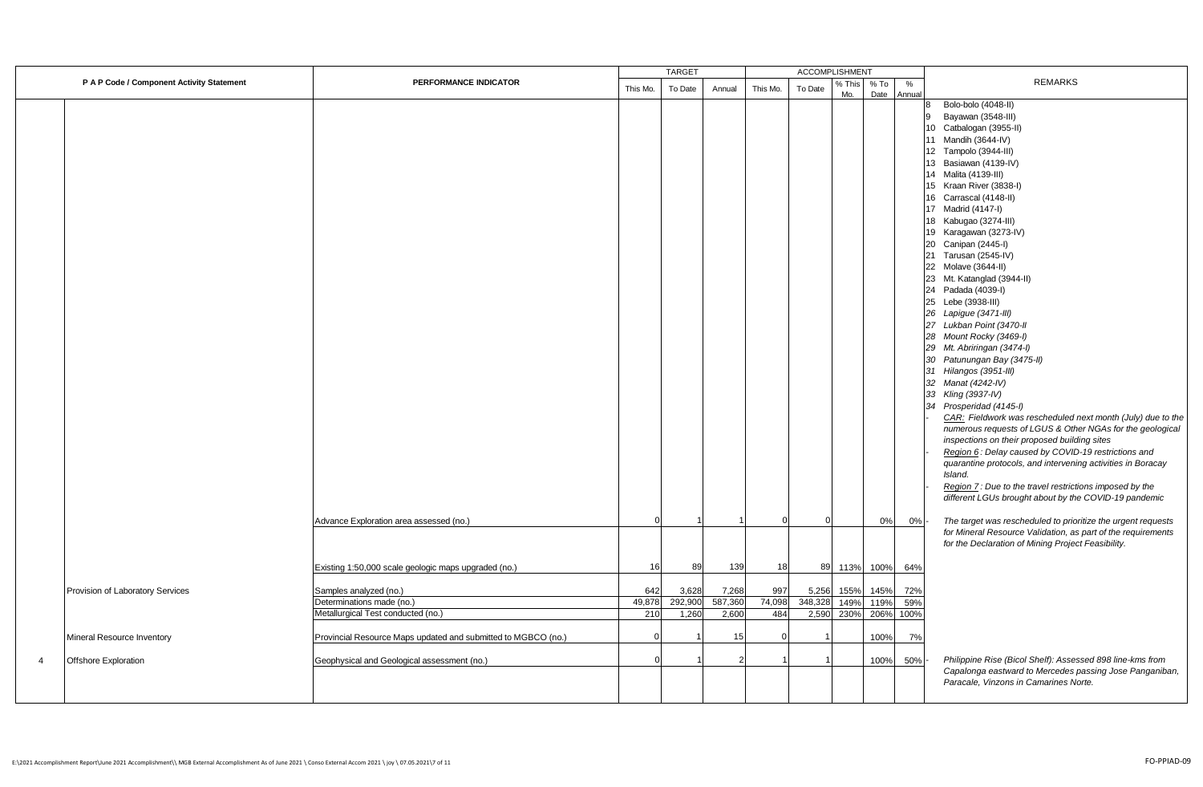| P A P Code / Component Activity Statement | | PERFORMANCE INDICATOR | TARGET | | | ACCOMPLISHMENT | | | | | REMARKS |
|---|---|---|---|---|---|---|---|---|---|---|---|
| | | | This Mo. | To Date | Annual | This Mo. | To Date | % This Mo. | % To Date | % Annual | |
| | | | | | | | | | | | 8 Bolo-bolo (4048-II)<br>9 Bayawan (3548-III)<br>10 Catbalogan (3955-II)<br>11 Mandih (3644-IV)<br>12 Tampolo (3944-III)<br>13 Basiawan (4139-IV)<br>14 Malita (4139-III)<br>15 Kraan River (3838-I)<br>16 Carrascal (4148-II)<br>17 Madrid (4147-I)<br>18 Kabugao (3274-III)<br>19 Karagawan (3273-IV)<br>20 Canipan (2445-I)<br>21 Tarusan (2545-IV)<br>22 Molave (3644-II)<br>23 Mt. Katanglad (3944-II)<br>24 Padada (4039-I)<br>25 Lebe (3938-III)<br>*26 Lapigue (3471-III)*<br>*27 Lukban Point (3470-II*<br>*28 Mount Rocky (3469-I)*<br>*29 Mt. Abriringan (3474-I)*<br>*30 Patunungan Bay (3475-II)*<br>*31 Hilangos (3951-III)*<br>*32 Manat (4242-IV)*<br>*33 Kling (3937-IV)*<br>*34 Prosperidad (4145-I)*<br>- *CAR: Fieldwork was rescheduled next month (July) due to the numerous requests of LGUS & Other NGAs for the geological inspections on their proposed building sites*<br>- *Region 6 : Delay caused by COVID-19 restrictions and quarantine protocols, and intervening activities in Boracay Island.*<br>- *Region 7 : Due to the travel restrictions imposed by the different LGUs brought about by the COVID-19 pandemic* |
| | | Advance Exploration area assessed (no.) | 0 | 1 | 1 | 0 | 0 | | 0% | 0% | - *The target was rescheduled to prioritize the urgent requests for Mineral Resource Validation, as part of the requirements for the Declaration of Mining Project Feasibility.* |
| | | Existing 1:50,000 scale geologic maps upgraded (no.) | 16 | 89 | 139 | 18 | 89 | 113% | 100% | 64% | |
| | Provision of Laboratory Services | Samples analyzed (no.) | 642 | 3,628 | 7,268 | 997 | 5,256 | 155% | 145% | 72% | |
| | | Determinations made (no.) | 49,878 | 292,900 | 587,360 | 74,098 | 348,328 | 149% | 119% | 59% | |
| | | Metallurgical Test conducted (no.) | 210 | 1,260 | 2,600 | 484 | 2,590 | 230% | 206% | 100% | |
| | Mineral Resource Inventory | Provincial Resource Maps updated and submitted to MGBCO (no.) | 0 | 1 | 15 | 0 | 1 | | 100% | 7% | |
| 4 | Offshore Exploration | Geophysical and Geological assessment (no.) | 0 | 1 | 2 | 1 | 1 | | 100% | 50% | - *Philippine Rise (Bicol Shelf): Assessed 898 line-kms from Capalonga eastward to Mercedes passing Jose Panganiban, Paracale, Vinzons in Camarines Norte.* |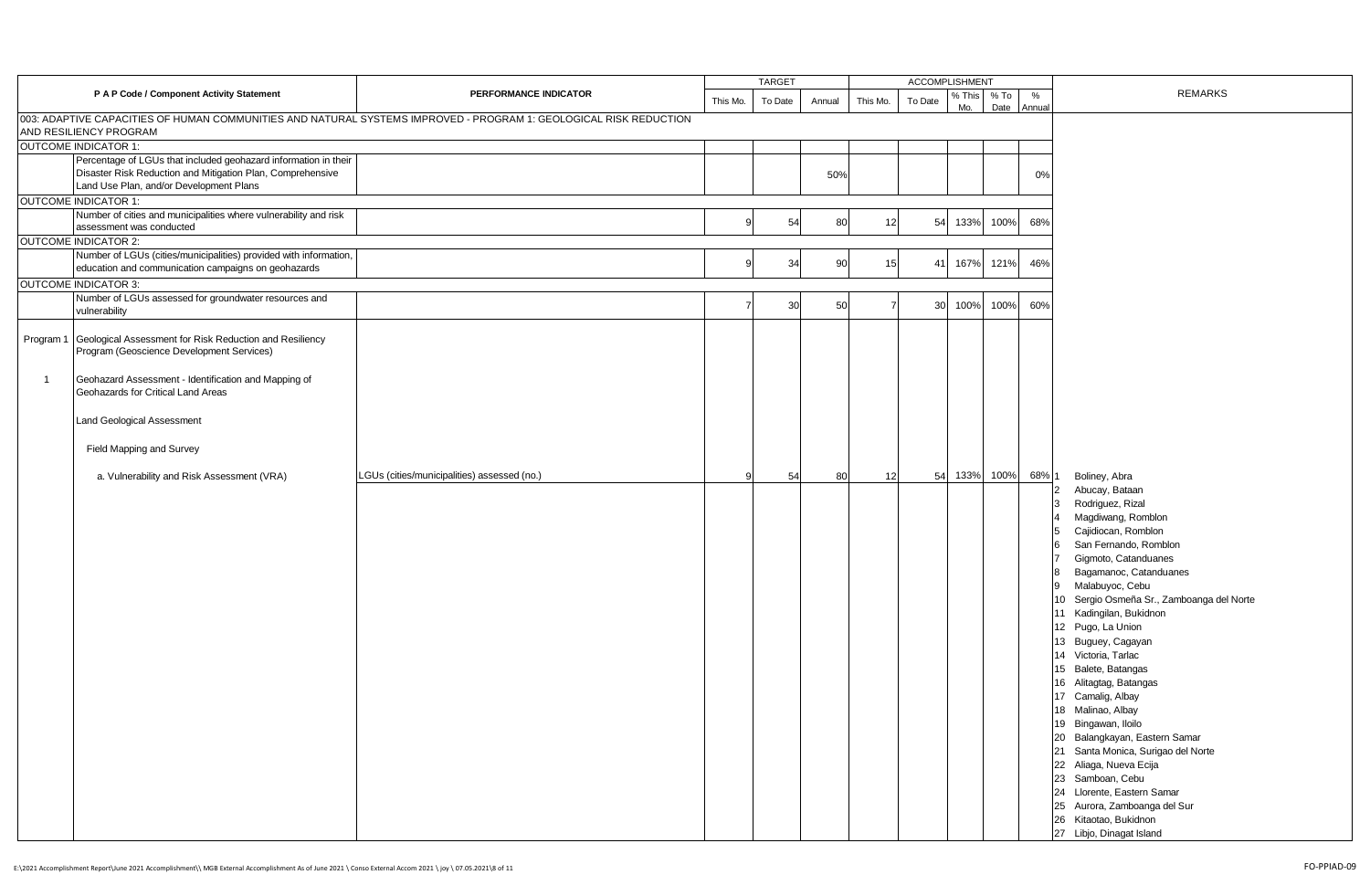| P A P Code / Component Activity Statement | | PERFORMANCE INDICATOR | TARGET | | | ACCOMPLISHMENT | | | | | REMARKS |
|---|---|---|---|---|---|---|---|---|---|---|---|
| | | | This Mo. | To Date | Annual | This Mo. | To Date | % This Mo. | % To Date | % Annual | |
| 003: ADAPTIVE CAPACITIES OF HUMAN COMMUNITIES AND NATURAL SYSTEMS IMPROVED - PROGRAM 1: GEOLOGICAL RISK REDUCTION AND RESILIENCY PROGRAM | | | | | | | | | | | |
| OUTCOME INDICATOR 1: | | | | | | | | | | | |
| | Percentage of LGUs that included geohazard information in their Disaster Risk Reduction and Mitigation Plan, Comprehensive Land Use Plan, and/or Development Plans | | | | 50% | | | | | 0% | |
| OUTCOME INDICATOR 1: | | | | | | | | | | | |
| | Number of cities and municipalities where vulnerability and risk assessment was conducted | | 9 | 54 | 80 | 12 | 54 | 133% | 100% | 68% | |
| OUTCOME INDICATOR 2: | | | | | | | | | | | |
| | Number of LGUs (cities/municipalities) provided with information, education and communication campaigns on geohazards | | 9 | 34 | 90 | 15 | 41 | 167% | 121% | 46% | |
| OUTCOME INDICATOR 3: | | | | | | | | | | | |
| | Number of LGUs assessed for groundwater resources and vulnerability | | 7 | 30 | 50 | 7 | 30 | 100% | 100% | 60% | |
| Program 1 | Geological Assessment for Risk Reduction and Resiliency Program (Geoscience Development Services) | | | | | | | | | | |
| 1 | Geohazard Assessment - Identification and Mapping of Geohazards for Critical Land Areas | | | | | | | | | | |
| | Land Geological Assessment | | | | | | | | | | |
| | Field Mapping and Survey | | | | | | | | | | |
| | a. Vulnerability and Risk Assessment (VRA) | LGUs (cities/municipalities) assessed (no.) | 9 | 54 | 80 | 12 | 54 | 133% | 100% | 68% | 1 Boliney, Abra<br>2 Abucay, Bataan<br>3 Rodriguez, Rizal<br>4 Magdiwang, Romblon<br>5 Cajidiocan, Romblon<br>6 San Fernando, Romblon<br>7 Gigmoto, Catanduanes<br>8 Bagamanoc, Catanduanes<br>9 Malabuyoc, Cebu<br>10 Sergio Osmeña Sr., Zamboanga del Norte<br>11 Kadingilan, Bukidnon<br>12 Pugo, La Union<br>13 Buguey, Cagayan<br>14 Victoria, Tarlac<br>15 Balete, Batangas<br>16 Alitagtag, Batangas<br>17 Camalig, Albay<br>18 Malinao, Albay<br>19 Bingawan, Iloilo<br>20 Balangkayan, Eastern Samar<br>21 Santa Monica, Surigao del Norte<br>22 Aliaga, Nueva Ecija<br>23 Samboan, Cebu<br>24 Llorente, Eastern Samar<br>25 Aurora, Zamboanga del Sur<br>26 Kitaotao, Bukidnon<br>27 Libjo, Dinagat Island |

E:\2021 Accomplishment Report\June 2021 Accomplishment\\ MGB External Accomplishment As of June 2021 \ Conso External Accom 2021 \ joy \ 07.05.2021\8 of 11

FO-PPIAD-09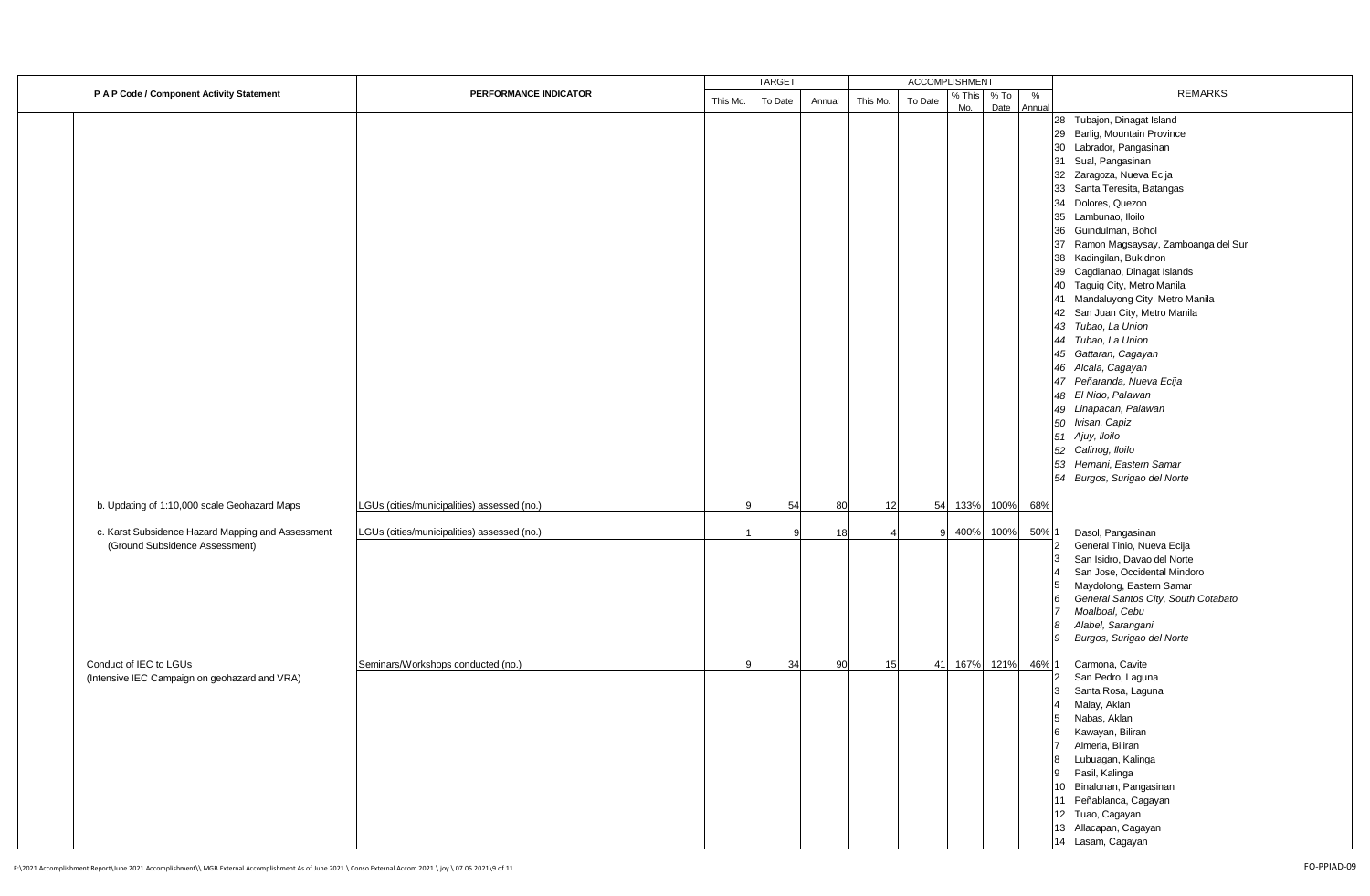| P A P Code / Component Activity Statement | PERFORMANCE INDICATOR | TARGET | | | ACCOMPLISHMENT | | | | | REMARKS |
|---|---|---|---|---|---|---|---|---|---|---|
| | | This Mo. | To Date | Annual | This Mo. | To Date | % This Mo. | % To Date | % Annual | |
| | | | | | | | | | | 28 Tubajon, Dinagat Island<br>29 Barlig, Mountain Province<br>30 Labrador, Pangasinan<br>31 Sual, Pangasinan<br>32 Zaragoza, Nueva Ecija<br>33 Santa Teresita, Batangas<br>34 Dolores, Quezon<br>35 Lambunao, Iloilo<br>36 Guindulman, Bohol<br>37 Ramon Magsaysay, Zamboanga del Sur<br>38 Kadingilan, Bukidnon<br>39 Cagdianao, Dinagat Islands<br>40 Taguig City, Metro Manila<br>41 Mandaluyong City, Metro Manila<br>42 San Juan City, Metro Manila<br>*43 Tubao, La Union*<br>*44 Tubao, La Union*<br>*45 Gattaran, Cagayan*<br>*46 Alcala, Cagayan*<br>*47 Peñaranda, Nueva Ecija*<br>*48 El Nido, Palawan*<br>*49 Linapacan, Palawan*<br>*50 Ivisan, Capiz*<br>*51 Ajuy, Iloilo*<br>*52 Calinog, Iloilo*<br>*53 Hernani, Eastern Samar*<br>*54 Burgos, Surigao del Norte* |
| b. Updating of 1:10,000 scale Geohazard Maps | LGUs (cities/municipalities) assessed (no.) | 9 | 54 | 80 | 12 | 54 | 133% | 100% | 68% | |
| c. Karst Subsidence Hazard Mapping and Assessment (Ground Subsidence Assessment) | LGUs (cities/municipalities) assessed (no.) | 1 | 9 | 18 | 4 | 9 | 400% | 100% | 50% | 1 Dasol, Pangasinan<br>2 General Tinio, Nueva Ecija<br>3 San Isidro, Davao del Norte<br>4 San Jose, Occidental Mindoro<br>5 Maydolong, Eastern Samar<br>*6 General Santos City, South Cotabato*<br>*7 Moalboal, Cebu*<br>*8 Alabel, Sarangani*<br>*9 Burgos, Surigao del Norte* |
| Conduct of IEC to LGUs (Intensive IEC Campaign on geohazard and VRA) | Seminars/Workshops conducted (no.) | 9 | 34 | 90 | 15 | 41 | 167% | 121% | 46% | 1 Carmona, Cavite<br>2 San Pedro, Laguna<br>3 Santa Rosa, Laguna<br>4 Malay, Aklan<br>5 Nabas, Aklan<br>6 Kawayan, Biliran<br>7 Almeria, Biliran<br>8 Lubuagan, Kalinga<br>9 Pasil, Kalinga<br>10 Binalonan, Pangasinan<br>11 Peñablanca, Cagayan<br>12 Tuao, Cagayan<br>13 Allacapan, Cagayan<br>14 Lasam, Cagayan |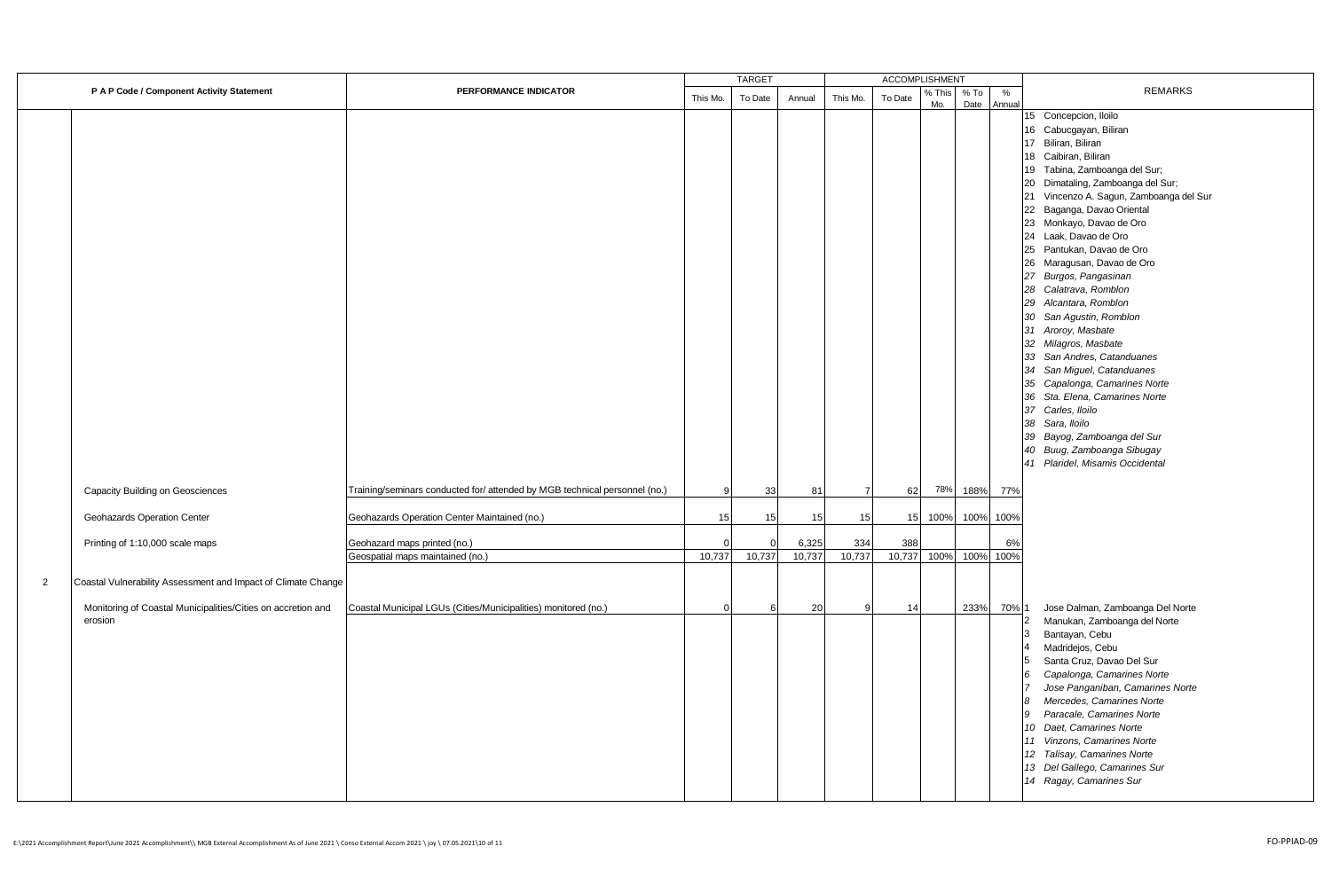| P A P Code / Component Activity Statement | | PERFORMANCE INDICATOR | TARGET | | | ACCOMPLISHMENT | | | | | REMARKS |
|---|---|---|---|---|---|---|---|---|---|---|---|
| | | | This Mo. | To Date | Annual | This Mo. | To Date | % This Mo. | % To Date | % Annual | |
| | | | | | | | | | | | 15 Concepcion, Iloilo<br>16 Cabucgayan, Biliran<br>17 Biliran, Biliran<br>18 Caibiran, Biliran<br>19 Tabina, Zamboanga del Sur;<br>20 Dimataling, Zamboanga del Sur;<br>21 Vincenzo A. Sagun, Zamboanga del Sur<br>22 Baganga, Davao Oriental<br>23 Monkayo, Davao de Oro<br>24 Laak, Davao de Oro<br>25 Pantukan, Davao de Oro<br>26 Maragusan, Davao de Oro<br>*27 Burgos, Pangasinan*<br>*28 Calatrava, Romblon*<br>*29 Alcantara, Romblon*<br>*30 San Agustin, Romblon*<br>*31 Aroroy, Masbate*<br>*32 Milagros, Masbate*<br>*33 San Andres, Catanduanes*<br>*34 San Miguel, Catanduanes*<br>*35 Capalonga, Camarines Norte*<br>*36 Sta. Elena, Camarines Norte*<br>*37 Carles, Iloilo*<br>*38 Sara, Iloilo*<br>*39 Bayog, Zamboanga del Sur*<br>*40 Buug, Zamboanga Sibugay*<br>*41 Plaridel, Misamis Occidental* |
| | Capacity Building on Geosciences | Training/seminars conducted for/ attended by MGB technical personnel (no.) | 9 | 33 | 81 | 7 | 62 | 78% | 188% | 77% | |
| | Geohazards Operation Center | Geohazards Operation Center Maintained (no.) | 15 | 15 | 15 | 15 | 15 | 100% | 100% | 100% | |
| | Printing of 1:10,000 scale maps | Geohazard maps printed (no.) | 0 | 0 | 6,325 | 334 | 388 | | | 6% | |
| | | Geospatial maps maintained (no.) | 10,737 | 10,737 | 10,737 | 10,737 | 10,737 | 100% | 100% | 100% | |
| 2 | Coastal Vulnerability Assessment and Impact of Climate Change | | | | | | | | | | |
| | Monitoring of Coastal Municipalities/Cities on accretion and erosion | Coastal Municipal LGUs (Cities/Municipalities) monitored (no.) | 0 | 6 | 20 | 9 | 14 | | 233% | 70% | 1 Jose Dalman, Zamboanga Del Norte<br>2 Manukan, Zamboanga del Norte<br>3 Bantayan, Cebu<br>4 Madridejos, Cebu<br>5 Santa Cruz, Davao Del Sur<br>*6 Capalonga, Camarines Norte*<br>*7 Jose Panganiban, Camarines Norte*<br>*8 Mercedes, Camarines Norte*<br>*9 Paracale, Camarines Norte*<br>*10 Daet, Camarines Norte*<br>*11 Vinzons, Camarines Norte*<br>*12 Talisay, Camarines Norte*<br>*13 Del Gallego, Camarines Sur*<br>*14 Ragay, Camarines Sur* |

E:\2021 Accomplishment Report\June 2021 Accomplishment\\ MGB External Accomplishment As of June 2021 \ Conso External Accom 2021 \ joy \ 07.05.2021\10 of 11

FO-PPIAD-09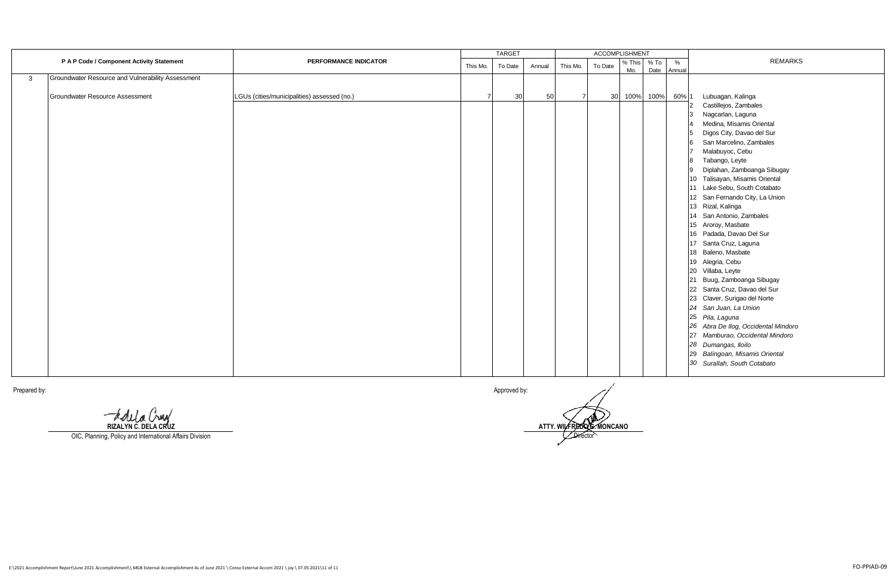| | P A P Code / Component Activity Statement | PERFORMANCE INDICATOR | TARGET | | | ACCOMPLISHMENT | | | | | REMARKS |
|---|---|---|---|---|---|---|---|---|---|---|---|
| | | | This Mo. | To Date | Annual | This Mo. | To Date | % This Mo. | % To Date | % Annual | |
| 3 | Groundwater Resource and Vulnerability Assessment | | | | | | | | | | |
| | Groundwater Resource Assessment | LGUs (cities/municipalities) assessed (no.) | 7 | 30 | 50 | 7 | 30 | 100% | 100% | 60% | 1 Lubuagan, Kalinga<br>2 Castillejos, Zambales<br>3 Nagcarlan, Laguna<br>4 Medina, Misamis Oriental<br>5 Digos City, Davao del Sur<br>6 San Marcelino, Zambales<br>7 Malabuyoc, Cebu<br>8 Tabango, Leyte<br>9 Diplahan, Zamboanga Sibugay<br>10 Talisayan, Misamis Oriental<br>11 Lake Sebu, South Cotabato<br>12 San Fernando City, La Union<br>13 Rizal, Kalinga<br>14 San Antonio, Zambales<br>15 Aroroy, Masbate<br>16 Padada, Davao Del Sur<br>17 Santa Cruz, Laguna<br>18 Baleno, Masbate<br>19 Alegria, Cebu<br>20 Villaba, Leyte<br>21 Buug, Zamboanga Sibugay<br>22 Santa Cruz, Davao del Sur<br>23 Claver, Surigao del Norte<br>*24 San Juan, La Union*<br>*25 Pila, Laguna*<br>*26 Abra De Ilog, Occidental Mindoro*<br>*27 Mamburao, Occidental Mindoro*<br>*28 Dumangas, Iloilo*<br>*29 Balingoan, Misamis Oriental*<br>*30 Surallah, South Cotabato* |

Prepared by:

**RIZALYN C. DELA CRUZ**
OIC, Planning, Policy and International Affairs Division

Approved by:

**ATTY. WILFREDO G. MONCANO**
Director

E:\2021 Accomplishment Report\June 2021 Accomplishment\\ MGB External Accomplishment As of June 2021 \ Conso External Accom 2021 \ joy \ 07.05.2021\11 of 11

FO-PPIAD-09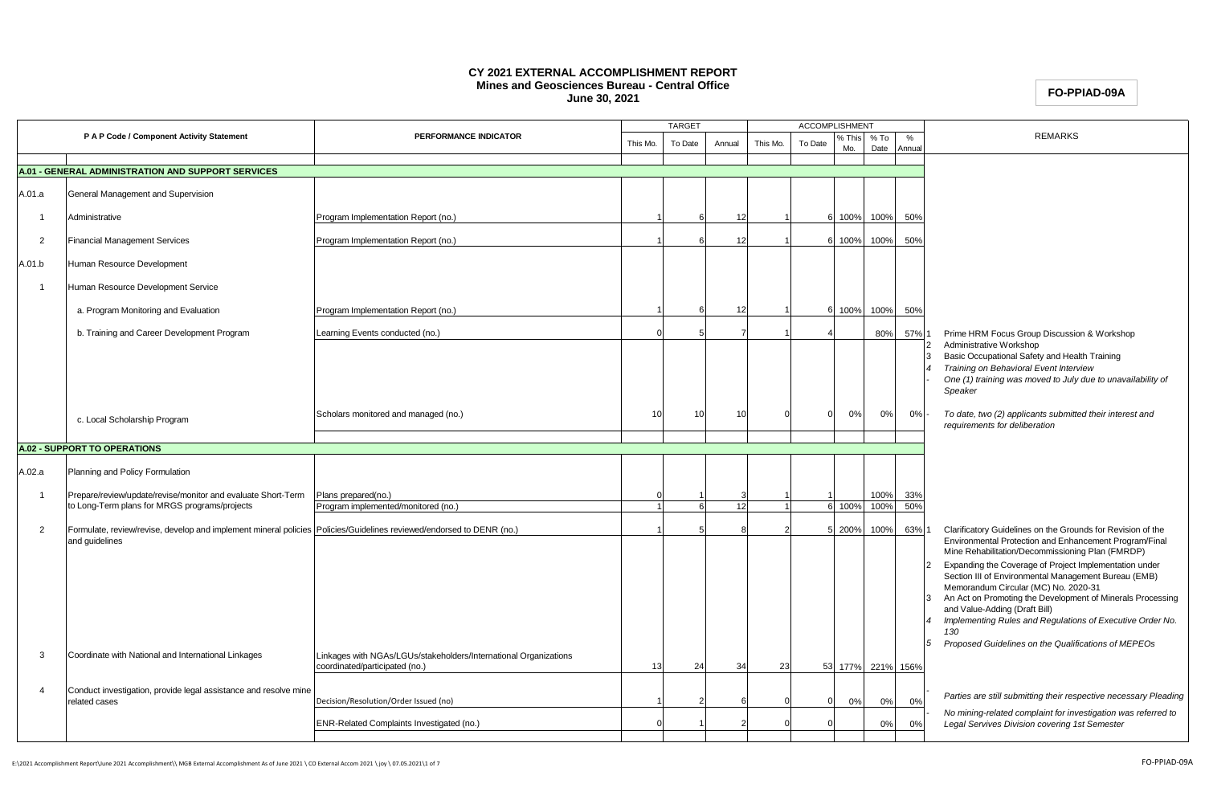# CY 2021 EXTERNAL ACCOMPLISHMENT REPORT
**Mines and Geosciences Bureau - Central Office**
**June 30, 2021**

**FO-PPIAD-09A**

| P A P Code / Component Activity Statement | | PERFORMANCE INDICATOR | TARGET | | | ACCOMPLISHMENT | | | | | REMARKS |
|---|---|---|---|---|---|---|---|---|---|---|---|
| | | | This Mo. | To Date | Annual | This Mo. | To Date | % This Mo. | % To Date | % Annual | |
| **A.01 - GENERAL ADMINISTRATION AND SUPPORT SERVICES** | | | | | | | | | | | |
| A.01.a | General Management and Supervision | | | | | | | | | | |
| 1 | Administrative | Program Implementation Report (no.) | 1 | 6 | 12 | 1 | 6 | 100% | 100% | 50% | |
| 2 | Financial Management Services | Program Implementation Report (no.) | 1 | 6 | 12 | 1 | 6 | 100% | 100% | 50% | |
| A.01.b | Human Resource Development | | | | | | | | | | |
| 1 | Human Resource Development Service | | | | | | | | | | |
| | a. Program Monitoring and Evaluation | Program Implementation Report (no.) | 1 | 6 | 12 | 1 | 6 | 100% | 100% | 50% | |
| | b. Training and Career Development Program | Learning Events conducted (no.) | 0 | 5 | 7 | 1 | 4 | | 80% | 57% | 1 Prime HRM Focus Group Discussion & Workshop<br>2 Administrative Workshop<br>3 Basic Occupational Safety and Health Training<br>*4 Training on Behavioral Event Interview*<br>*- One (1) training was moved to July due to unavailability of Speaker* |
| | c. Local Scholarship Program | Scholars monitored and managed (no.) | 10 | 10 | 10 | 0 | 0 | 0% | 0% | 0% | *- To date, two (2) applicants submitted their interest and requirements for deliberation* |
| **A.02 - SUPPORT TO OPERATIONS** | | | | | | | | | | | |
| A.02.a | Planning and Policy Formulation | | | | | | | | | | |
| 1 | Prepare/review/update/revise/monitor and evaluate Short-Term to Long-Term plans for MRGS programs/projects | Plans prepared(no.) | 0 | 1 | 3 | 1 | 1 | | 100% | 33% | |
| | | Program implemented/monitored (no.) | 1 | 6 | 12 | 1 | 6 | 100% | 100% | 50% | |
| 2 | Formulate, review/revise, develop and implement mineral policies and guidelines | Policies/Guidelines reviewed/endorsed to DENR (no.) | 1 | 5 | 8 | 2 | 5 | 200% | 100% | 63% | 1 Clarificatory Guidelines on the Grounds for Revision of the Environmental Protection and Enhancement Program/Final Mine Rehabilitation/Decommissioning Plan (FMRDP)<br>2 Expanding the Coverage of Project Implementation under Section III of Environmental Management Bureau (EMB) Memorandum Circular (MC) No. 2020-31<br>3 An Act on Promoting the Development of Minerals Processing and Value-Adding (Draft Bill)<br>*4 Implementing Rules and Regulations of Executive Order No. 130*<br>*5 Proposed Guidelines on the Qualifications of MEPEOs* |
| 3 | Coordinate with National and International Linkages | Linkages with NGAs/LGUs/stakeholders/International Organizations coordinated/participated (no.) | 13 | 24 | 34 | 23 | 53 | 177% | 221% | 156% | |
| 4 | Conduct investigation, provide legal assistance and resolve mine related cases | Decision/Resolution/Order Issued (no) | 1 | 2 | 6 | 0 | 0 | 0% | 0% | 0% | *- Parties are still submitting their respective necessary Pleading* |
| | | ENR-Related Complaints Investigated (no.) | 0 | 1 | 2 | 0 | 0 | | 0% | 0% | *- No mining-related complaint for investigation was referred to Legal Servives Division covering 1st Semester* |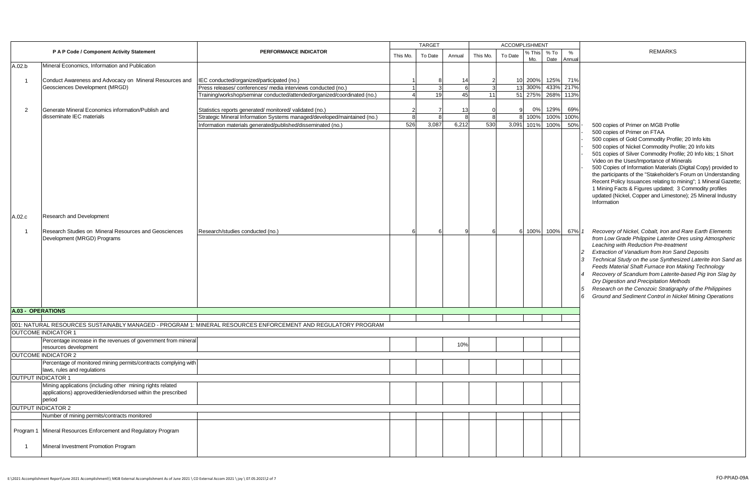| P A P Code / Component Activity Statement | | PERFORMANCE INDICATOR | TARGET | | | ACCOMPLISHMENT | | | | | REMARKS |
|---|---|---|---|---|---|---|---|---|---|---|---|
| | | | This Mo. | To Date | Annual | This Mo. | To Date | % This Mo. | % To Date | % Annual | |
| A.02.b | Mineral Economics, Information and Publication | | | | | | | | | | |
| 1 | Conduct Awareness and Advocacy on Mineral Resources and Geosciences Development (MRGD) | IEC conducted/organized/participated (no.) | 1 | 8 | 14 | 2 | 10 | 200% | 125% | 71% | |
| | | Press releases/ conferences/ media interviews conducted (no.) | 1 | 3 | 6 | 3 | 13 | 300% | 433% | 217% | |
| | | Training/workshop/seminar conducted/attended/organized/coordinated (no.) | 4 | 19 | 45 | 11 | 51 | 275% | 268% | 113% | |
| 2 | Generate Mineral Economics information/Publish and disseminate IEC materials | Statistics reports generated/ monitored/ validated (no.) | 2 | 7 | 13 | 0 | 9 | 0% | 129% | 69% | |
| | | Strategic Mineral Information Systems managed/developed/maintained (no.) | 8 | 8 | 8 | 8 | 8 | 100% | 100% | 100% | |
| | | Information materials generated/published/disseminated (no.) | 526 | 3,087 | 6,212 | 530 | 3,091 | 101% | 100% | 50% | - 500 copies of Primer on MGB Profile<br>- 500 copies of Primer on FTAA<br>- 500 copies of Gold Commodity Profile; 20 Info kits<br>- 500 copies of Nickel Commodity Profile; 20 Info kits<br>- 501 copies of Silver Commodity Profile; 20 Info kits; 1 Short Video on the Uses/Importance of Minerals<br>- 500 Copies of Information Materials (Digital Copy) provided to the participants of the "Stakeholder's Forum on Understanding Recent Policy Issuances relating to mining"; 1 Mineral Gazette; 1 Mining Facts & Figures updated; 3 Commodity profiles updated (Nickel, Copper and Limestone); 25 Mineral Industry Information |
| A.02.c | Research and Development | | | | | | | | | | |
| 1 | Research Studies on Mineral Resources and Geosciences Development (MRGD) Programs | Research/studies conducted (no.) | 6 | 6 | 9 | 6 | 6 | 100% | 100% | 67% | *1 Recovery of Nickel, Cobalt, Iron and Rare Earth Elements from Low Grade Philppine Laterite Ores using Atmospheric Leaching with Reduction Pre-treatment*<br>*2 Extraction of Vanadium from Iron Sand Deposits*<br>*3 Technical Study on the use Synthesized Laterite Iron Sand as Feeds Material Shaft Furnace Iron Making Technology*<br>*4 Recovery of Scandium from Laterite-based Pig Iron Slag by Dry Digestion and Precipitation Methods*<br>*5 Research on the Cenozoic Stratigraphy of the Philippines*<br>*6 Ground and Sediment Control in Nickel Mining Operations* |
| **A.03 - OPERATIONS** | | | | | | | | | | | |
| 001: NATURAL RESOURCES SUSTAINABLY MANAGED - PROGRAM 1: MINERAL RESOURCES ENFORCEMENT AND REGULATORY PROGRAM | | | | | | | | | | | |
| OUTCOME INDICATOR 1 | | | | | | | | | | | |
| | Percentage increase in the revenues of government from mineral resources development | | | | 10% | | | | | | |
| OUTCOME INDICATOR 2 | | | | | | | | | | | |
| | Percentage of monitored mining permits/contracts complying with laws, rules and regulations | | | | | | | | | | |
| OUTPUT INDICATOR 1 | | | | | | | | | | | |
| | Mining applications (including other mining rights related applications) approved/denied/endorsed within the prescribed period | | | | | | | | | | |
| OUTPUT INDICATOR 2 | | | | | | | | | | | |
| | Number of mining permits/contracts monitored | | | | | | | | | | |
| Program 1 | Mineral Resources Enforcement and Regulatory Program | | | | | | | | | | |
| 1 | Mineral Investment Promotion Program | | | | | | | | | | |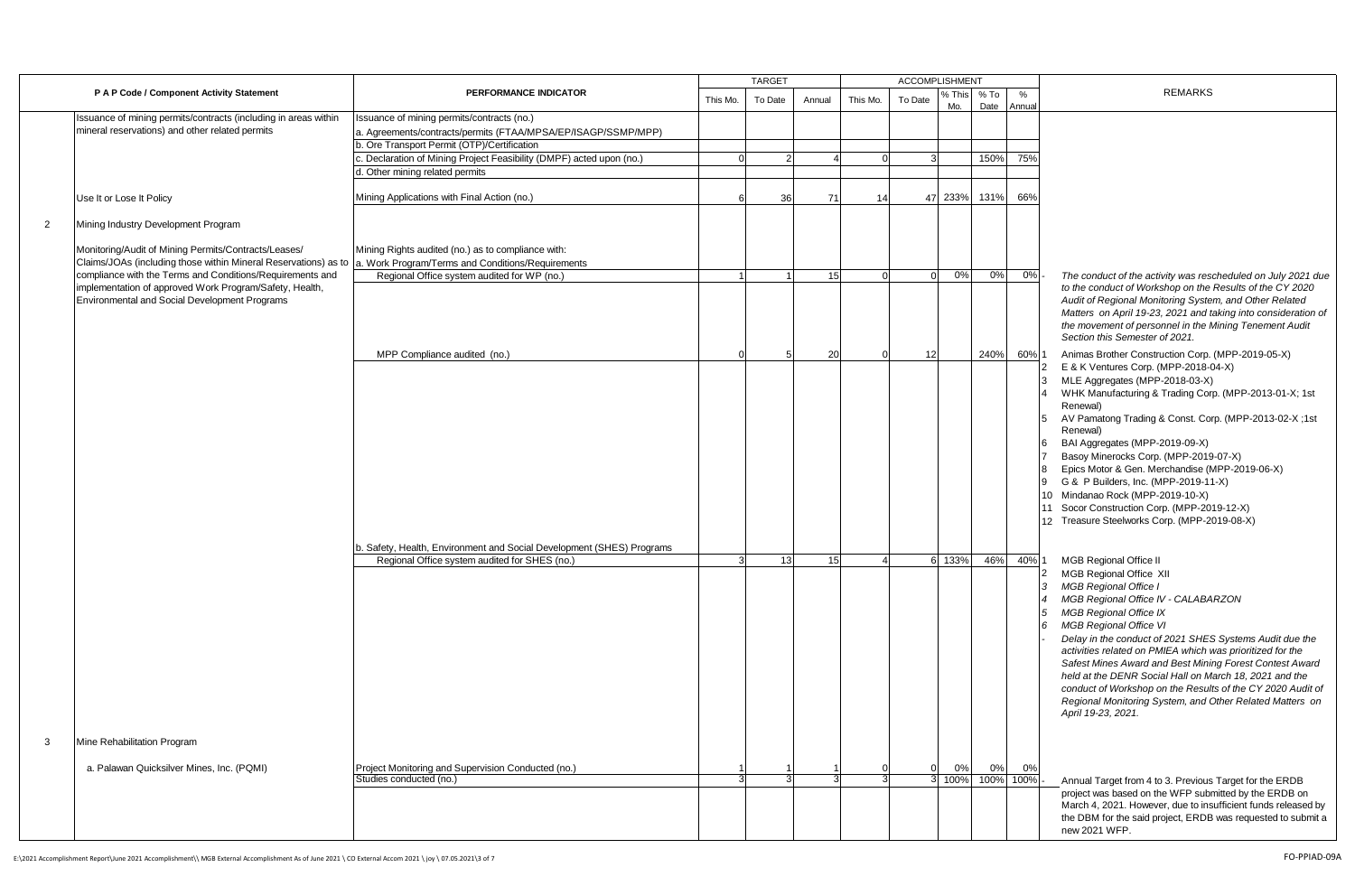| | P A P Code / Component Activity Statement | PERFORMANCE INDICATOR | TARGET | | | ACCOMPLISHMENT | | | | | REMARKS |
|---|---|---|---|---|---|---|---|---|---|---|---|
| | | | This Mo. | To Date | Annual | This Mo. | To Date | % This Mo. | % To Date | % Annual | |
| | Issuance of mining permits/contracts (including in areas within mineral reservations) and other related permits | Issuance of mining permits/contracts (no.) | | | | | | | | | |
| | | a. Agreements/contracts/permits (FTAA/MPSA/EP/ISAGP/SSMP/MPP) | | | | | | | | | |
| | | b. Ore Transport Permit (OTP)/Certification | | | | | | | | | |
| | | c. Declaration of Mining Project Feasibility (DMPF) acted upon (no.) | 0 | 2 | 4 | 0 | 3 | | 150% | 75% | |
| | | d. Other mining related permits | | | | | | | | | |
| | Use It or Lose It Policy | Mining Applications with Final Action (no.) | 6 | 36 | 71 | 14 | 47 | 233% | 131% | 66% | |
| 2 | Mining Industry Development Program | | | | | | | | | | |
| | Monitoring/Audit of Mining Permits/Contracts/Leases/ Claims/JOAs (including those within Mineral Reservations) as to compliance with the Terms and Conditions/Requirements and implementation of approved Work Program/Safety, Health, Environmental and Social Development Programs | Mining Rights audited (no.) as to compliance with: | | | | | | | | | |
| | | a. Work Program/Terms and Conditions/Requirements | | | | | | | | | |
| | | Regional Office system audited for WP (no.) | 1 | 1 | 15 | 0 | 0 | 0% | 0% | 0% | - *The conduct of the activity was rescheduled on July 2021 due to the conduct of Workshop on the Results of the CY 2020 Audit of Regional Monitoring System, and Other Related Matters on April 19-23, 2021 and taking into consideration of the movement of personnel in the Mining Tenement Audit Section this Semester of 2021.* |
| | | MPP Compliance audited (no.) | 0 | 5 | 20 | 0 | 12 | | 240% | 60% | 1 Animas Brother Construction Corp. (MPP-2019-05-X)<br>2 E & K Ventures Corp. (MPP-2018-04-X)<br>3 MLE Aggregates (MPP-2018-03-X)<br>4 WHK Manufacturing & Trading Corp. (MPP-2013-01-X; 1st Renewal)<br>5 AV Pamatong Trading & Const. Corp. (MPP-2013-02-X ;1st Renewal)<br>6 BAI Aggregates (MPP-2019-09-X)<br>7 Basoy Minerocks Corp. (MPP-2019-07-X)<br>8 Epics Motor & Gen. Merchandise (MPP-2019-06-X)<br>9 G & P Builders, Inc. (MPP-2019-11-X)<br>10 Mindanao Rock (MPP-2019-10-X)<br>11 Socor Construction Corp. (MPP-2019-12-X)<br>12 Treasure Steelworks Corp. (MPP-2019-08-X) |
| | | b. Safety, Health, Environment and Social Development (SHES) Programs | | | | | | | | | |
| | | Regional Office system audited for SHES (no.) | 3 | 13 | 15 | 4 | 6 | 133% | 46% | 40% | 1 MGB Regional Office II<br>2 MGB Regional Office XII<br>3 *MGB Regional Office I*<br>4 *MGB Regional Office IV - CALABARZON*<br>5 *MGB Regional Office IX*<br>6 *MGB Regional Office VI*<br>- *Delay in the conduct of 2021 SHES Systems Audit due the activities related on PMIEA which was prioritized for the Safest Mines Award and Best Mining Forest Contest Award held at the DENR Social Hall on March 18, 2021 and the conduct of Workshop on the Results of the CY 2020 Audit of Regional Monitoring System, and Other Related Matters on April 19-23, 2021.* |
| 3 | Mine Rehabilitation Program | | | | | | | | | | |
| | a. Palawan Quicksilver Mines, Inc. (PQMI) | Project Monitoring and Supervision Conducted (no.) | 1 | 1 | 1 | 0 | 0 | 0% | 0% | 0% | |
| | | Studies conducted (no.) | 3 | 3 | 3 | 3 | 3 | 100% | 100% | 100% | - Annual Target from 4 to 3. Previous Target for the ERDB project was based on the WFP submitted by the ERDB on March 4, 2021. However, due to insufficient funds released by the DBM for the said project, ERDB was requested to submit a new 2021 WFP. |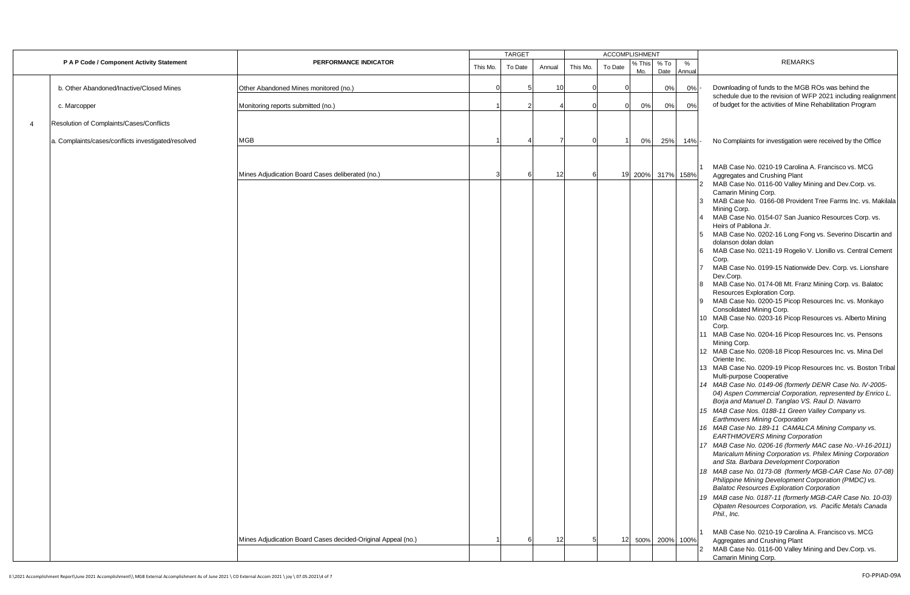| | P A P Code / Component Activity Statement | PERFORMANCE INDICATOR | TARGET | | | ACCOMPLISHMENT | | | | | REMARKS |
|---|---|---|---|---|---|---|---|---|---|---|---|
| | | | This Mo. | To Date | Annual | This Mo. | To Date | % This Mo. | % To Date | % Annual | |
| | b. Other Abandoned/Inactive/Closed Mines | Other Abandoned Mines monitored (no.) | 0 | 5 | 10 | 0 | 0 | | 0% | 0% | - Downloading of funds to the MGB ROs was behind the schedule due to the revision of WFP 2021 including realignment of budget for the activities of Mine Rehabilitation Program |
| | c. Marcopper | Monitoring reports submitted (no.) | 1 | 2 | 4 | 0 | 0 | 0% | 0% | 0% | |
| 4 | Resolution of Complaints/Cases/Conflicts | | | | | | | | | | |
| | a. Complaints/cases/conflicts investigated/resolved | MGB | 1 | 4 | 7 | 0 | 1 | 0% | 25% | 14% | - No Complaints for investigation were received by the Office |
| | | Mines Adjudication Board Cases deliberated (no.) | 3 | 6 | 12 | 6 | 19 | 200% | 317% | 158% | 1 MAB Case No. 0210-19 Carolina A. Francisco vs. MCG Aggregates and Crushing Plant<br>2 MAB Case No. 0116-00 Valley Mining and Dev.Corp. vs. Camarin Mining Corp.<br>3 MAB Case No. 0166-08 Provident Tree Farms Inc. vs. Makilala Mining Corp.<br>4 MAB Case No. 0154-07 San Juanico Resources Corp. vs. Heirs of Pabilona Jr.<br>5 MAB Case No. 0202-16 Long Fong vs. Severino Discartin and dolanson dolan dolan<br>6 MAB Case No. 0211-19 Rogelio V. Llonillo vs. Central Cement Corp.<br>7 MAB Case No. 0199-15 Nationwide Dev. Corp. vs. Lionshare Dev.Corp.<br>8 MAB Case No. 0174-08 Mt. Franz Mining Corp. vs. Balatoc Resources Exploration Corp.<br>9 MAB Case No. 0200-15 Picop Resources Inc. vs. Monkayo Consolidated Mining Corp.<br>10 MAB Case No. 0203-16 Picop Resources vs. Alberto Mining Corp.<br>11 MAB Case No. 0204-16 Picop Resources Inc. vs. Pensons Mining Corp.<br>12 MAB Case No. 0208-18 Picop Resources Inc. vs. Mina Del Oriente Inc.<br>13 MAB Case No. 0209-19 Picop Resources Inc. vs. Boston Tribal Multi-purpose Cooperative<br>14 *MAB Case No. 0149-06 (formerly DENR Case No. IV-2005-04) Aspen Commercial Corporation, represented by Enrico L. Borja and Manuel D. Tanglao VS. Raul D. Navarro*<br>15 *MAB Case Nos. 0188-11 Green Valley Company vs. Earthmovers Mining Corporation*<br>16 *MAB Case No. 189-11 CAMALCA Mining Company vs. EARTHMOVERS Mining Corporation*<br>17 *MAB Case No. 0206-16 (formerly MAC case No.-VI-16-2011) Maricalum Mining Corporation vs. Philex Mining Corporation and Sta. Barbara Development Corporation*<br>18 *MAB case No. 0173-08 (formerly MGB-CAR Case No. 07-08) Philippine Mining Development Corporation (PMDC) vs. Balatoc Resources Exploration Corporation*<br>19 *MAB case No. 0187-11 (formerly MGB-CAR Case No. 10-03) Olpaten Resources Corporation, vs. Pacific Metals Canada Phil., Inc.* |
| | | Mines Adjudication Board Cases decided-Original Appeal (no.) | 1 | 6 | 12 | 5 | 12 | 500% | 200% | 100% | 1 MAB Case No. 0210-19 Carolina A. Francisco vs. MCG Aggregates and Crushing Plant<br>2 MAB Case No. 0116-00 Valley Mining and Dev.Corp. vs. Camarin Mining Corp. |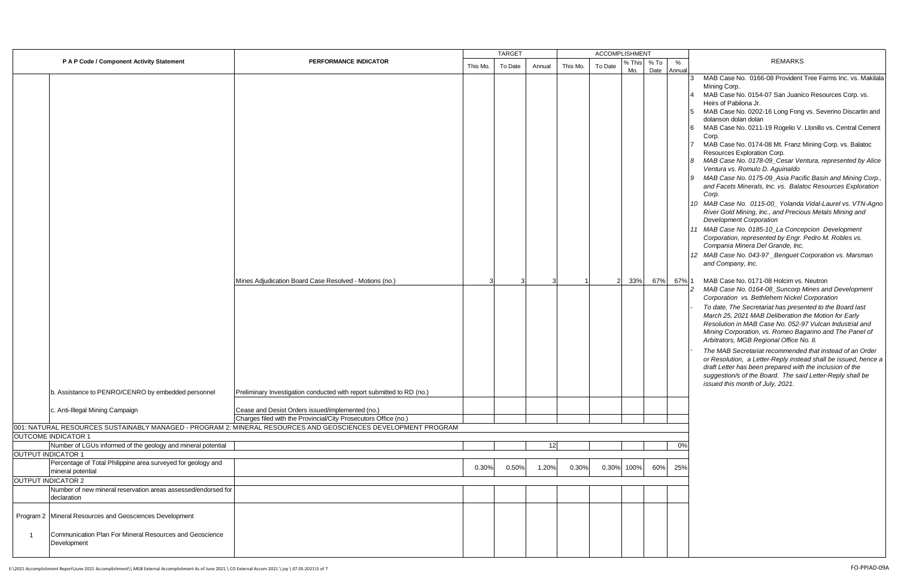| P A P Code / Component Activity Statement | | PERFORMANCE INDICATOR | TARGET | | | ACCOMPLISHMENT | | | | | REMARKS |
|---|---|---|---|---|---|---|---|---|---|---|---|
| | | | This Mo. | To Date | Annual | This Mo. | To Date | % This Mo. | % To Date | % Annual | |
| | | | | | | | | | | | 3 MAB Case No. 0166-08 Provident Tree Farms Inc. vs. Makilala Mining Corp.<br>4 MAB Case No. 0154-07 San Juanico Resources Corp. vs. Heirs of Pabilona Jr.<br>5 MAB Case No. 0202-16 Long Fong vs. Severino Discartin and dolanson dolan dolan<br>6 MAB Case No. 0211-19 Rogelio V. Llonillo vs. Central Cement Corp.<br>7 MAB Case No. 0174-08 Mt. Franz Mining Corp. vs. Balatoc Resources Exploration Corp.<br>8 *MAB Case No. 0178-09_Cesar Ventura, represented by Alice Ventura vs. Romulo D. Aguinaldo*<br>9 *MAB Case No. 0175-09_Asia Pacific Basin and Mining Corp., and Facets Minerals, Inc. vs. Balatoc Resources Exploration Corp.*<br>10 *MAB Case No. 0115-00_ Yolanda Vidal-Laurel vs. VTN-Agno River Gold Mining, Inc., and Precious Metals Mining and Development Corporation*<br>11 *MAB Case No. 0185-10_La Concepcion Development Corporation, represented by Engr. Pedro M. Robles vs. Compania Minera Del Grande, Inc.*<br>12 *MAB Case No. 043-97 _Benguet Corporation vs. Marsman and Company, Inc.* |
| | | Mines Adjudication Board Case Resolved - Motions (no.) | 3 | 3 | 3 | 1 | 2 | 33% | 67% | 67% | 1 MAB Case No. 0171-08 Holcim vs. Neutron<br>2 *MAB Case No. 0164-08_Suncorp Mines and Development Corporation vs. Bethlehem Nickel Corporation*<br>- *To date, The Secretariat has presented to the Board last March 25, 2021 MAB Deliberation the Motion for Early Resolution in MAB Case No. 052-97 Vulcan Industrial and Mining Corporation, vs. Romeo Bagarino and The Panel of Arbitrators, MGB Regional Office No. II.*<br>- *The MAB Secretariat recommended that instead of an Order or Resolution, a Letter-Reply instead shall be issued, hence a draft Letter has been prepared with the inclusion of the suggestion/s of the Board. The said Letter-Reply shall be issued this month of July, 2021.* |
| | b. Assistance to PENRO/CENRO by embedded personnel | Preliminary Investigation conducted with report submitted to RD (no.) | | | | | | | | | |
| | c. Anti-Illegal Mining Campaign | Cease and Desist Orders issued/implemented (no.) | | | | | | | | | |
| | | Charges filed with the Provincial/City Prosecutors Office (no.) | | | | | | | | | |
| 001: NATURAL RESOURCES SUSTAINABLY MANAGED - PROGRAM 2: MINERAL RESOURCES AND GEOSCIENCES DEVELOPMENT PROGRAM | | | | | | | | | | | |
| OUTCOME INDICATOR 1 | | | | | | | | | | | |
| | Number of LGUs informed of the geology and mineral potential | | | | 12 | | | | | 0% | |
| OUTPUT INDICATOR 1 | | | | | | | | | | | |
| | Percentage of Total Philippine area surveyed for geology and mineral potential | | 0.30% | 0.50% | 1.20% | 0.30% | 0.30% | 100% | 60% | 25% | |
| OUTPUT INDICATOR 2 | | | | | | | | | | | |
| | Number of new mineral reservation areas assessed/endorsed for declaration | | | | | | | | | | |
| Program 2 | Mineral Resources and Geosciences Development | | | | | | | | | | |
| 1 | Communication Plan For Mineral Resources and Geoscience Development | | | | | | | | | | |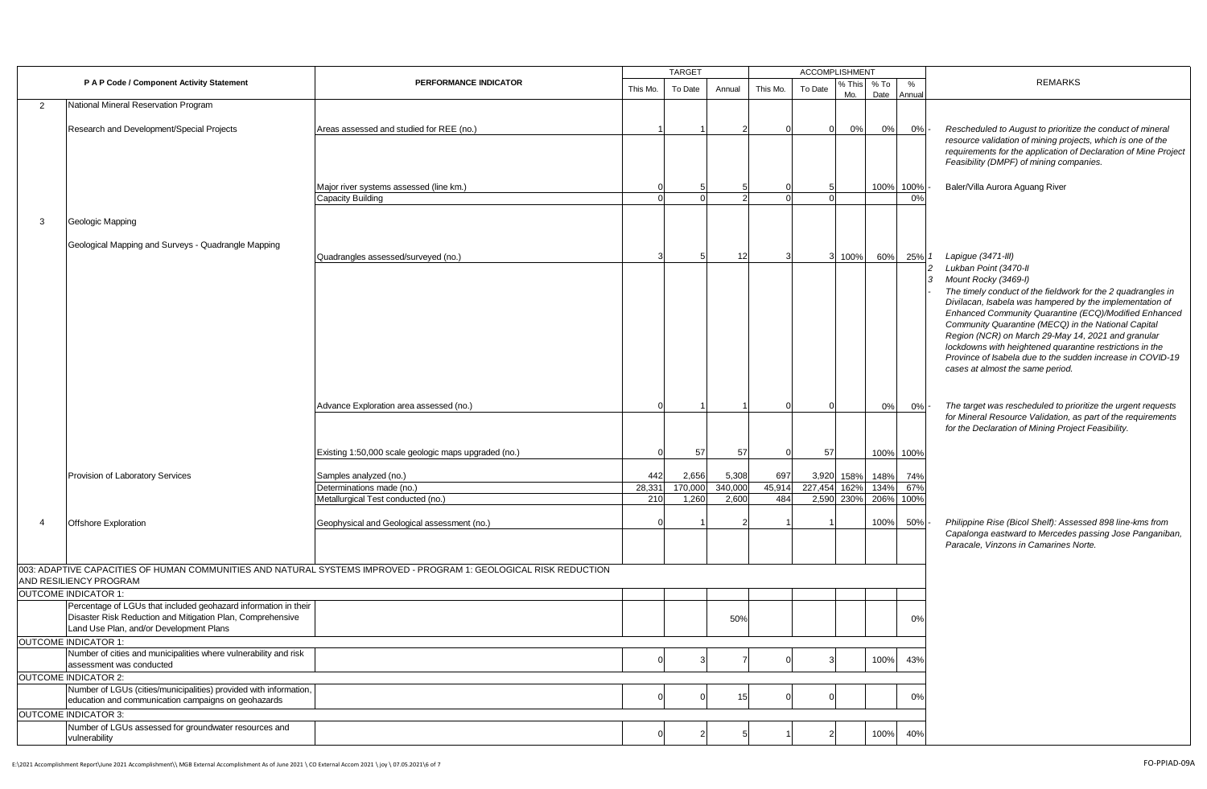| | P A P Code / Component Activity Statement | PERFORMANCE INDICATOR | TARGET | | | ACCOMPLISHMENT | | | | | REMARKS |
|---|---|---|---|---|---|---|---|---|---|---|---|
| | | | This Mo. | To Date | Annual | This Mo. | To Date | % This Mo. | % To Date | % Annual | |
| 2 | National Mineral Reservation Program | | | | | | | | | | |
| | Research and Development/Special Projects | Areas assessed and studied for REE (no.) | 1 | 1 | 2 | 0 | 0 | 0% | 0% | 0% | - *Rescheduled to August to prioritize the conduct of mineral resource validation of mining projects, which is one of the requirements for the application of Declaration of Mine Project Feasibility (DMPF) of mining companies.* |
| | | Major river systems assessed (line km.) | 0 | 5 | 5 | 0 | 5 | | 100% | 100% | - Baler/Villa Aurora Aguang River |
| | | Capacity Building | 0 | 0 | 2 | 0 | 0 | | | 0% | |
| 3 | Geologic Mapping | | | | | | | | | | |
| | Geological Mapping and Surveys - Quadrangle Mapping | Quadrangles assessed/surveyed (no.) | 3 | 5 | 12 | 3 | 3 | 100% | 60% | 25% | *1 Lapigue (3471-III)*<br>*2 Lukban Point (3470-II*<br>*3 Mount Rocky (3469-I)*<br>- *The timely conduct of the fieldwork for the 2 quadrangles in Divilacan, Isabela was hampered by the implementation of Enhanced Community Quarantine (ECQ)/Modified Enhanced Community Quarantine (MECQ) in the National Capital Region (NCR) on March 29-May 14, 2021 and granular lockdowns with heightened quarantine restrictions in the Province of Isabela due to the sudden increase in COVID-19 cases at almost the same period.* |
| | | Advance Exploration area assessed (no.) | 0 | 1 | 1 | 0 | 0 | | 0% | 0% | - *The target was rescheduled to prioritize the urgent requests for Mineral Resource Validation, as part of the requirements for the Declaration of Mining Project Feasibility.* |
| | | Existing 1:50,000 scale geologic maps upgraded (no.) | 0 | 57 | 57 | 0 | 57 | | 100% | 100% | |
| | Provision of Laboratory Services | Samples analyzed (no.) | 442 | 2,656 | 5,308 | 697 | 3,920 | 158% | 148% | 74% | |
| | | Determinations made (no.) | 28,331 | 170,000 | 340,000 | 45,914 | 227,454 | 162% | 134% | 67% | |
| | | Metallurgical Test conducted (no.) | 210 | 1,260 | 2,600 | 484 | 2,590 | 230% | 206% | 100% | |
| 4 | Offshore Exploration | Geophysical and Geological assessment (no.) | 0 | 1 | 2 | 1 | 1 | | 100% | 50% | - *Philippine Rise (Bicol Shelf): Assessed 898 line-kms from Capalonga eastward to Mercedes passing Jose Panganiban, Paracale, Vinzons in Camarines Norte.* |
| 003: ADAPTIVE CAPACITIES OF HUMAN COMMUNITIES AND NATURAL SYSTEMS IMPROVED - PROGRAM 1: GEOLOGICAL RISK REDUCTION AND RESILIENCY PROGRAM | | | | | | | | | | | |
| OUTCOME INDICATOR 1: | | | | | | | | | | | |
| | Percentage of LGUs that included geohazard information in their Disaster Risk Reduction and Mitigation Plan, Comprehensive Land Use Plan, and/or Development Plans | | | | 50% | | | | | 0% | |
| OUTCOME INDICATOR 1: | | | | | | | | | | | |
| | Number of cities and municipalities where vulnerability and risk assessment was conducted | | 0 | 3 | 7 | 0 | 3 | | 100% | 43% | |
| OUTCOME INDICATOR 2: | | | | | | | | | | | |
| | Number of LGUs (cities/municipalities) provided with information, education and communication campaigns on geohazards | | 0 | 0 | 15 | 0 | 0 | | | 0% | |
| OUTCOME INDICATOR 3: | | | | | | | | | | | |
| | Number of LGUs assessed for groundwater resources and vulnerability | | 0 | 2 | 5 | 1 | 2 | | 100% | 40% | |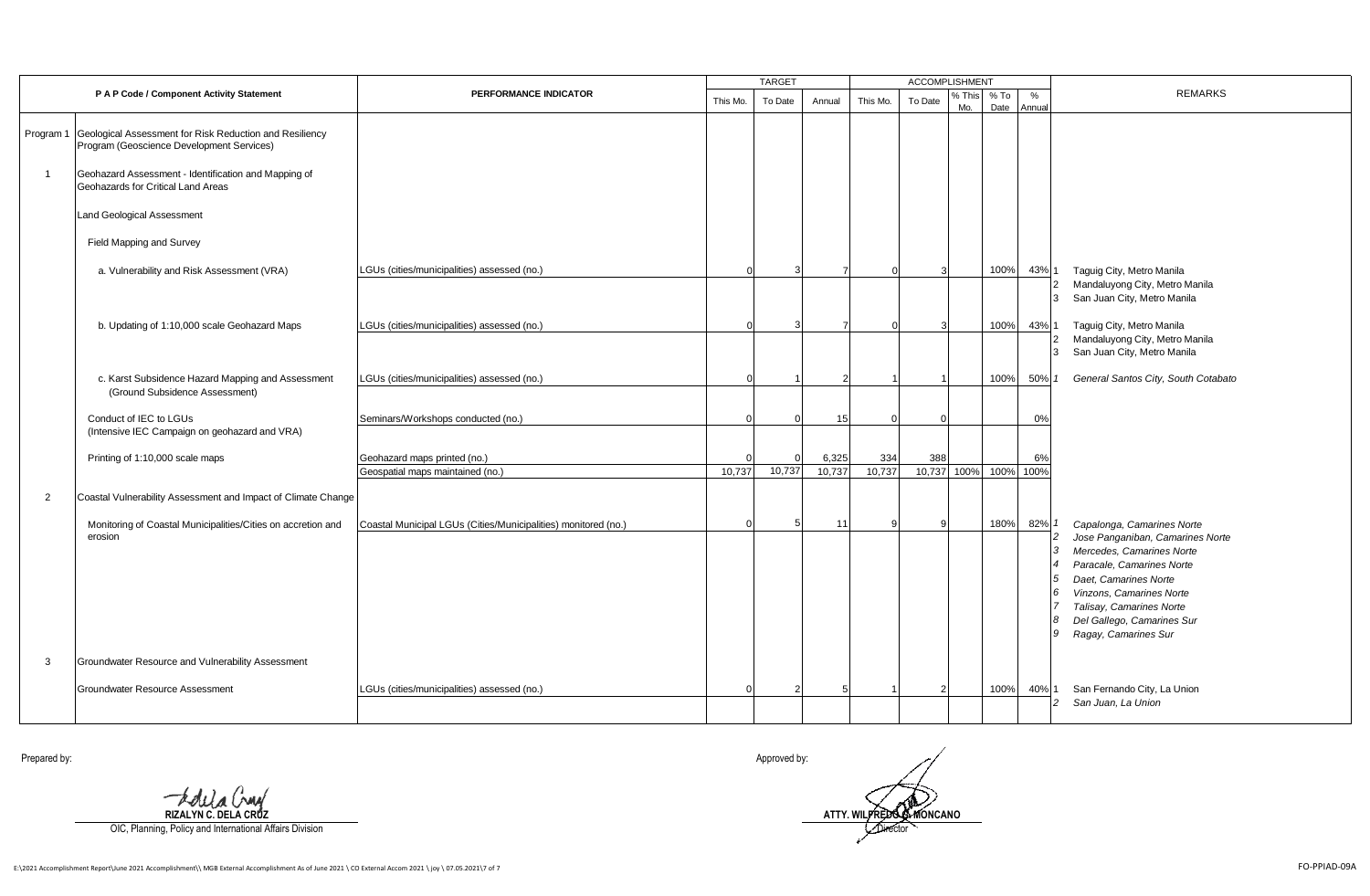| P A P Code / Component Activity Statement | | PERFORMANCE INDICATOR | TARGET | | | ACCOMPLISHMENT | | | | | REMARKS |
|---|---|---|---|---|---|---|---|---|---|---|---|
| | | | This Mo. | To Date | Annual | This Mo. | To Date | % This Mo. | % To Date | % Annual | |
| Program 1 | Geological Assessment for Risk Reduction and Resiliency Program (Geoscience Development Services) | | | | | | | | | | |
| 1 | Geohazard Assessment - Identification and Mapping of Geohazards for Critical Land Areas | | | | | | | | | | |
| | Land Geological Assessment | | | | | | | | | | |
| | Field Mapping and Survey | | | | | | | | | | |
| | a. Vulnerability and Risk Assessment (VRA) | LGUs (cities/municipalities) assessed (no.) | 0 | 3 | 7 | 0 | 3 | | 100% | 43% | 1 Taguig City, Metro Manila<br>2 Mandaluyong City, Metro Manila<br>3 San Juan City, Metro Manila |
| | b. Updating of 1:10,000 scale Geohazard Maps | LGUs (cities/municipalities) assessed (no.) | 0 | 3 | 7 | 0 | 3 | | 100% | 43% | 1 Taguig City, Metro Manila<br>2 Mandaluyong City, Metro Manila<br>3 San Juan City, Metro Manila |
| | c. Karst Subsidence Hazard Mapping and Assessment (Ground Subsidence Assessment) | LGUs (cities/municipalities) assessed (no.) | 0 | 1 | 2 | 1 | 1 | | 100% | 50% | *1 General Santos City, South Cotabato* |
| | Conduct of IEC to LGUs (Intensive IEC Campaign on geohazard and VRA) | Seminars/Workshops conducted (no.) | 0 | 0 | 15 | 0 | 0 | | | 0% | |
| | Printing of 1:10,000 scale maps | Geohazard maps printed (no.) | 0 | 0 | 6,325 | 334 | 388 | | | 6% | |
| | | Geospatial maps maintained (no.) | 10,737 | 10,737 | 10,737 | 10,737 | 10,737 | 100% | 100% | 100% | |
| 2 | Coastal Vulnerability Assessment and Impact of Climate Change | | | | | | | | | | |
| | Monitoring of Coastal Municipalities/Cities on accretion and erosion | Coastal Municipal LGUs (Cities/Municipalities) monitored (no.) | 0 | 5 | 11 | 9 | 9 | | 180% | 82% | *1 Capalonga, Camarines Norte<br>2 Jose Panganiban, Camarines Norte<br>3 Mercedes, Camarines Norte<br>4 Paracale, Camarines Norte<br>5 Daet, Camarines Norte<br>6 Vinzons, Camarines Norte<br>7 Talisay, Camarines Norte<br>8 Del Gallego, Camarines Sur<br>9 Ragay, Camarines Sur* |
| 3 | Groundwater Resource and Vulnerability Assessment | | | | | | | | | | |
| | Groundwater Resource Assessment | LGUs (cities/municipalities) assessed (no.) | 0 | 2 | 5 | 1 | 2 | | 100% | 40% | 1 San Fernando City, La Union<br>*2 San Juan, La Union* |

Prepared by:

**RIZALYN C. DELA CRUZ**
OIC, Planning, Policy and International Affairs Division

Approved by:

**ATTY. WILFREDO G. MONCANO**
Director

E:\2021 Accomplishment Report\June 2021 Accomplishment\\ MGB External Accomplishment As of June 2021 \ CO External Accom 2021 \ joy \ 07.05.2021\7 of 7

FO-PPIAD-09A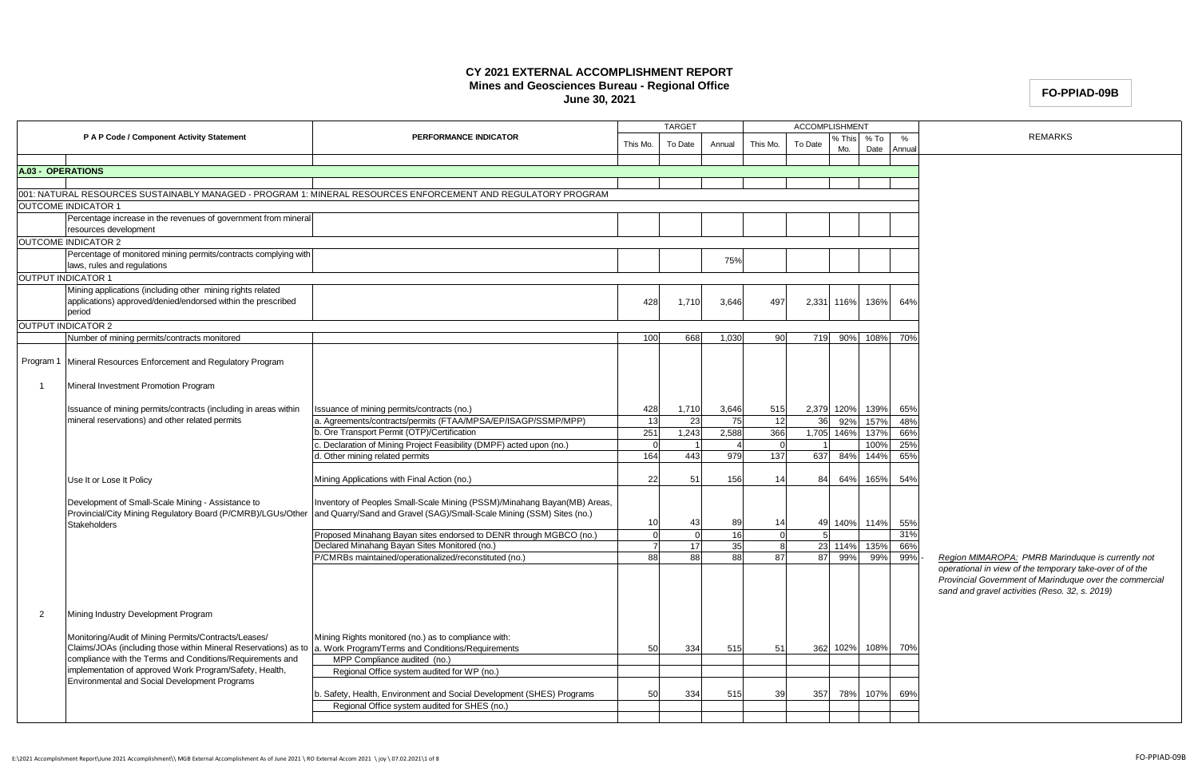# CY 2021 EXTERNAL ACCOMPLISHMENT REPORT
## Mines and Geosciences Bureau - Regional Office
### June 30, 2021

**FO-PPIAD-09B**

| P A P Code / Component Activity Statement | | PERFORMANCE INDICATOR | TARGET | | | ACCOMPLISHMENT | | | | | REMARKS |
|---|---|---|---|---|---|---|---|---|---|---|---|
| | | | This Mo. | To Date | Annual | This Mo. | To Date | % This Mo. | % To Date | % Annual | |
| **A.03 - OPERATIONS** | | | | | | | | | | | |
| 001: NATURAL RESOURCES SUSTAINABLY MANAGED - PROGRAM 1: MINERAL RESOURCES ENFORCEMENT AND REGULATORY PROGRAM | | | | | | | | | | | |
| OUTCOME INDICATOR 1 | | | | | | | | | | | |
| | Percentage increase in the revenues of government from mineral resources development | | | | | | | | | | |
| OUTCOME INDICATOR 2 | | | | | | | | | | | |
| | Percentage of monitored mining permits/contracts complying with laws, rules and regulations | | | | 75% | | | | | | |
| OUTPUT INDICATOR 1 | | | | | | | | | | | |
| | Mining applications (including other mining rights related applications) approved/denied/endorsed within the prescribed period | | 428 | 1,710 | 3,646 | 497 | 2,331 | 116% | 136% | 64% | |
| OUTPUT INDICATOR 2 | | | | | | | | | | | |
| | Number of mining permits/contracts monitored | | 100 | 668 | 1,030 | 90 | 719 | 90% | 108% | 70% | |
| Program 1 | Mineral Resources Enforcement and Regulatory Program | | | | | | | | | | |
| 1 | Mineral Investment Promotion Program | | | | | | | | | | |
| | Issuance of mining permits/contracts (including in areas within mineral reservations) and other related permits | Issuance of mining permits/contracts (no.) | 428 | 1,710 | 3,646 | 515 | 2,379 | 120% | 139% | 65% | |
| | | a. Agreements/contracts/permits (FTAA/MPSA/EP/ISAGP/SSMP/MPP) | 13 | 23 | 75 | 12 | 36 | 92% | 157% | 48% | |
| | | b. Ore Transport Permit (OTP)/Certification | 251 | 1,243 | 2,588 | 366 | 1,705 | 146% | 137% | 66% | |
| | | c. Declaration of Mining Project Feasibility (DMPF) acted upon (no.) | 0 | 1 | 4 | 0 | 1 | | 100% | 25% | |
| | | d. Other mining related permits | 164 | 443 | 979 | 137 | 637 | 84% | 144% | 65% | |
| | Use It or Lose It Policy | Mining Applications with Final Action (no.) | 22 | 51 | 156 | 14 | 84 | 64% | 165% | 54% | |
| | Development of Small-Scale Mining - Assistance to Provincial/City Mining Regulatory Board (P/CMRB)/LGUs/Other Stakeholders | Inventory of Peoples Small-Scale Mining (PSSM)/Minahang Bayan(MB) Areas, and Quarry/Sand and Gravel (SAG)/Small-Scale Mining (SSM) Sites (no.) | 10 | 43 | 89 | 14 | 49 | 140% | 114% | 55% | |
| | | Proposed Minahang Bayan sites endorsed to DENR through MGBCO (no.) | 0 | 0 | 16 | 0 | 5 | | | 31% | |
| | | Declared Minahang Bayan Sites Monitored (no.) | 7 | 17 | 35 | 8 | 23 | 114% | 135% | 66% | |
| | | P/CMRBs maintained/operationalized/reconstituted (no.) | 88 | 88 | 88 | 87 | 87 | 99% | 99% | 99% | - *Region MIMAROPA: PMRB Marinduque is currently not operational in view of the temporary take-over of of the Provincial Government of Marinduque over the commercial sand and gravel activities (Reso. 32, s. 2019)* |
| 2 | Mining Industry Development Program | | | | | | | | | | |
| | Monitoring/Audit of Mining Permits/Contracts/Leases/ Claims/JOAs (including those within Mineral Reservations) as to compliance with the Terms and Conditions/Requirements and implementation of approved Work Program/Safety, Health, Environmental and Social Development Programs | Mining Rights monitored (no.) as to compliance with: a. Work Program/Terms and Conditions/Requirements | 50 | 334 | 515 | 51 | 362 | 102% | 108% | 70% | |
| | | MPP Compliance audited (no.) | | | | | | | | | |
| | | Regional Office system audited for WP (no.) | | | | | | | | | |
| | | b. Safety, Health, Environment and Social Development (SHES) Programs | 50 | 334 | 515 | 39 | 357 | 78% | 107% | 69% | |
| | | Regional Office system audited for SHES (no.) | | | | | | | | | |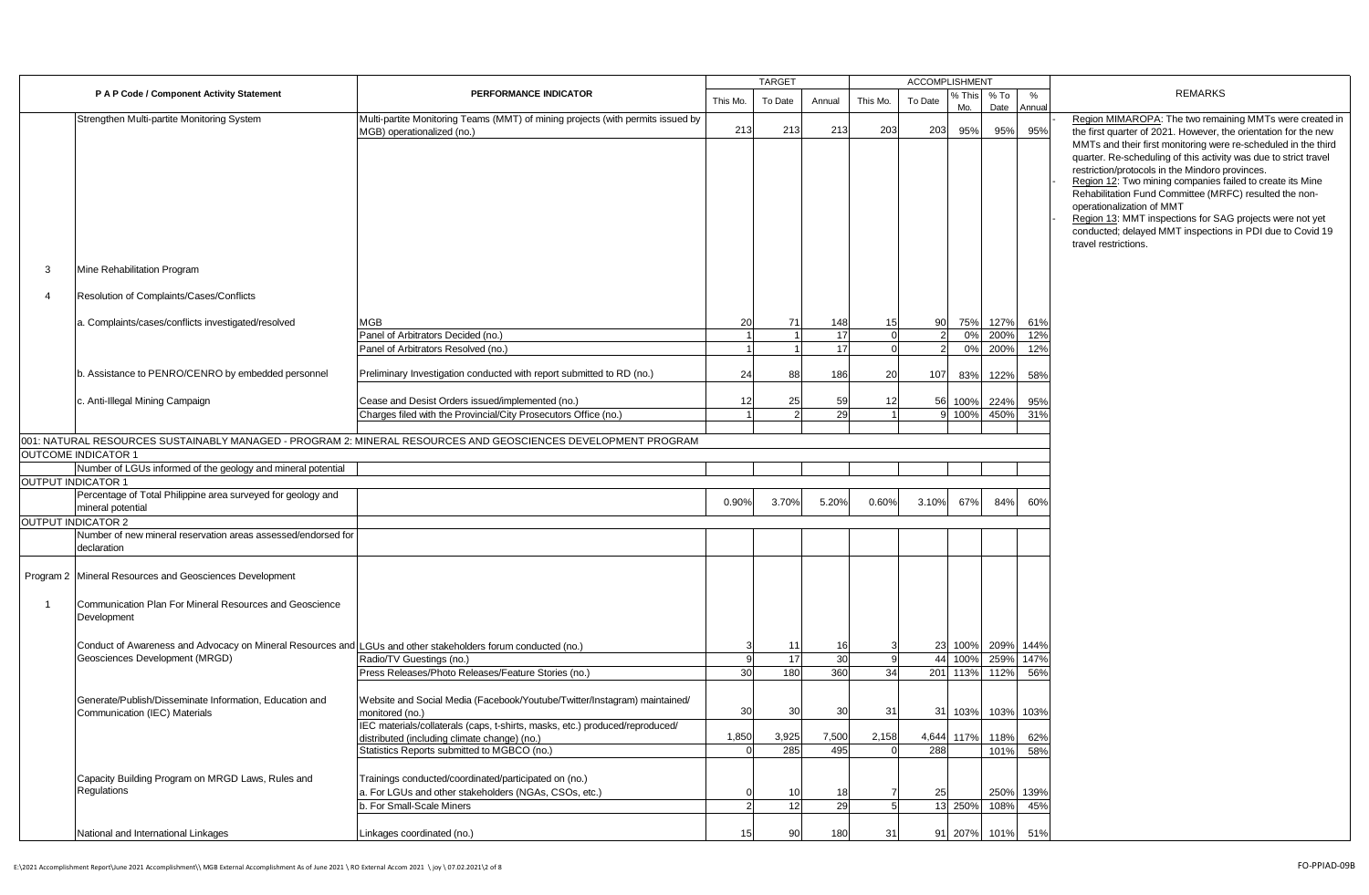| P A P Code / Component Activity Statement | | PERFORMANCE INDICATOR | TARGET | | | ACCOMPLISHMENT | | | | | REMARKS |
|---|---|---|---|---|---|---|---|---|---|---|---|
| | | | This Mo. | To Date | Annual | This Mo. | To Date | % This Mo. | % To Date | % Annual | |
| | Strengthen Multi-partite Monitoring System | Multi-partite Monitoring Teams (MMT) of mining projects (with permits issued by MGB) operationalized (no.) | 213 | 213 | 213 | 203 | 203 | 95% | 95% | 95% | - Region MIMAROPA: The two remaining MMTs were created in the first quarter of 2021. However, the orientation for the new MMTs and their first monitoring were re-scheduled in the third quarter. Re-scheduling of this activity was due to strict travel restriction/protocols in the Mindoro provinces.<br>- Region 12: Two mining companies failed to create its Mine Rehabilitation Fund Committee (MRFC) resulted the non-operationalization of MMT<br>- Region 13: MMT inspections for SAG projects were not yet conducted; delayed MMT inspections in PDI due to Covid 19 travel restrictions. |
| 3 | Mine Rehabilitation Program | | | | | | | | | | |
| 4 | Resolution of Complaints/Cases/Conflicts | | | | | | | | | | |
| | a. Complaints/cases/conflicts investigated/resolved | MGB | 20 | 71 | 148 | 15 | 90 | 75% | 127% | 61% | |
| | | Panel of Arbitrators Decided (no.) | 1 | 1 | 17 | 0 | 2 | 0% | 200% | 12% | |
| | | Panel of Arbitrators Resolved (no.) | 1 | 1 | 17 | 0 | 2 | 0% | 200% | 12% | |
| | b. Assistance to PENRO/CENRO by embedded personnel | Preliminary Investigation conducted with report submitted to RD (no.) | 24 | 88 | 186 | 20 | 107 | 83% | 122% | 58% | |
| | c. Anti-Illegal Mining Campaign | Cease and Desist Orders issued/implemented (no.) | 12 | 25 | 59 | 12 | 56 | 100% | 224% | 95% | |
| | | Charges filed with the Provincial/City Prosecutors Office (no.) | 1 | 2 | 29 | 1 | 9 | 100% | 450% | 31% | |
| 001: NATURAL RESOURCES SUSTAINABLY MANAGED - PROGRAM 2: MINERAL RESOURCES AND GEOSCIENCES DEVELOPMENT PROGRAM | | | | | | | | | | | |
| OUTCOME INDICATOR 1 | | | | | | | | | | | |
| | Number of LGUs informed of the geology and mineral potential | | | | | | | | | | |
| OUTPUT INDICATOR 1 | | | | | | | | | | | |
| | Percentage of Total Philippine area surveyed for geology and mineral potential | | 0.90% | 3.70% | 5.20% | 0.60% | 3.10% | 67% | 84% | 60% | |
| OUTPUT INDICATOR 2 | | | | | | | | | | | |
| | Number of new mineral reservation areas assessed/endorsed for declaration | | | | | | | | | | |
| Program 2 | Mineral Resources and Geosciences Development | | | | | | | | | | |
| 1 | Communication Plan For Mineral Resources and Geoscience Development | | | | | | | | | | |
| | Conduct of Awareness and Advocacy on Mineral Resources and Geosciences Development (MRGD) | LGUs and other stakeholders forum conducted (no.) | 3 | 11 | 16 | 3 | 23 | 100% | 209% | 144% | |
| | | Radio/TV Guestings (no.) | 9 | 17 | 30 | 9 | 44 | 100% | 259% | 147% | |
| | | Press Releases/Photo Releases/Feature Stories (no.) | 30 | 180 | 360 | 34 | 201 | 113% | 112% | 56% | |
| | Generate/Publish/Disseminate Information, Education and Communication (IEC) Materials | Website and Social Media (Facebook/Youtube/Twitter/Instagram) maintained/ monitored (no.) | 30 | 30 | 30 | 31 | 31 | 103% | 103% | 103% | |
| | | IEC materials/collaterals (caps, t-shirts, masks, etc.) produced/reproduced/ distributed (including climate change) (no.) | 1,850 | 3,925 | 7,500 | 2,158 | 4,644 | 117% | 118% | 62% | |
| | | Statistics Reports submitted to MGBCO (no.) | 0 | 285 | 495 | 0 | 288 | | 101% | 58% | |
| | Capacity Building Program on MRGD Laws, Rules and Regulations | Trainings conducted/coordinated/participated on (no.) | | | | | | | | | |
| | | a. For LGUs and other stakeholders (NGAs, CSOs, etc.) | 0 | 10 | 18 | 7 | 25 | | 250% | 139% | |
| | | b. For Small-Scale Miners | 2 | 12 | 29 | 5 | 13 | 250% | 108% | 45% | |
| | National and International Linkages | Linkages coordinated (no.) | 15 | 90 | 180 | 31 | 91 | 207% | 101% | 51% | |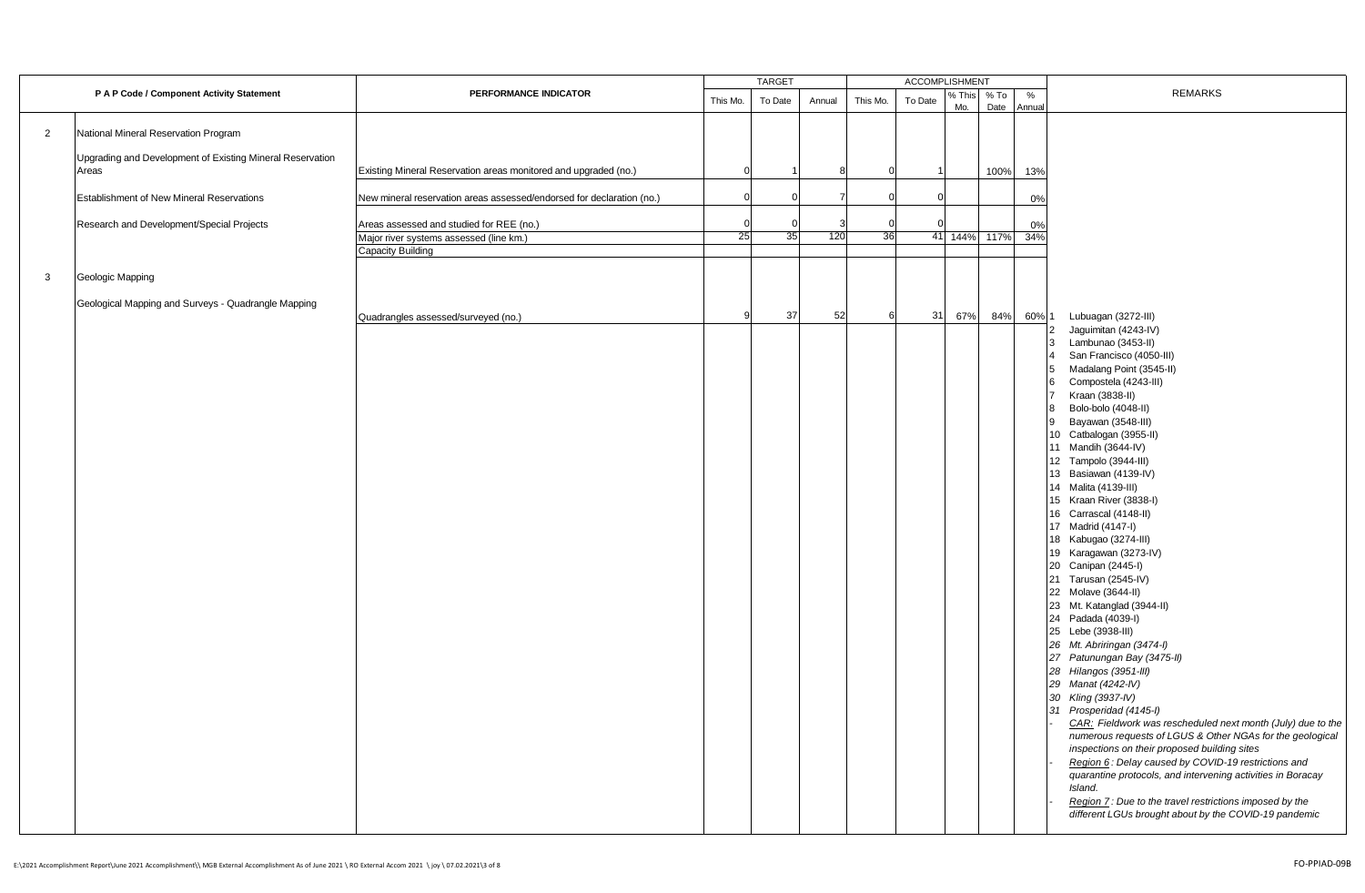| P A P Code / Component Activity Statement | | PERFORMANCE INDICATOR | TARGET | | | ACCOMPLISHMENT | | | | | REMARKS |
|---|---|---|---|---|---|---|---|---|---|---|---|
| | | | This Mo. | To Date | Annual | This Mo. | To Date | % This Mo. | % To Date | % Annual | |
| 2 | National Mineral Reservation Program | | | | | | | | | | |
| | Upgrading and Development of Existing Mineral Reservation Areas | Existing Mineral Reservation areas monitored and upgraded (no.) | 0 | 1 | 8 | 0 | 1 | | 100% | 13% | |
| | Establishment of New Mineral Reservations | New mineral reservation areas assessed/endorsed for declaration (no.) | 0 | 0 | 7 | 0 | 0 | | | 0% | |
| | Research and Development/Special Projects | Areas assessed and studied for REE (no.) | 0 | 0 | 3 | 0 | 0 | | | 0% | |
| | | Major river systems assessed (line km.) | 25 | 35 | 120 | 36 | 41 | 144% | 117% | 34% | |
| | | Capacity Building | | | | | | | | | |
| 3 | Geologic Mapping | | | | | | | | | | |
| | Geological Mapping and Surveys - Quadrangle Mapping | Quadrangles assessed/surveyed (no.) | 9 | 37 | 52 | 6 | 31 | 67% | 84% | 60% | 1 Lubuagan (3272-III)<br>2 Jaguimitan (4243-IV)<br>3 Lambunao (3453-II)<br>4 San Francisco (4050-III)<br>5 Madalang Point (3545-II)<br>6 Compostela (4243-III)<br>7 Kraan (3838-II)<br>8 Bolo-bolo (4048-II)<br>9 Bayawan (3548-III)<br>10 Catbalogan (3955-II)<br>11 Mandih (3644-IV)<br>12 Tampolo (3944-III)<br>13 Basiawan (4139-IV)<br>14 Malita (4139-III)<br>15 Kraan River (3838-I)<br>16 Carrascal (4148-II)<br>17 Madrid (4147-I)<br>18 Kabugao (3274-III)<br>19 Karagawan (3273-IV)<br>20 Canipan (2445-I)<br>21 Tarusan (2545-IV)<br>22 Molave (3644-II)<br>23 Mt. Katanglad (3944-II)<br>24 Padada (4039-I)<br>25 Lebe (3938-III)<br>*26 Mt. Abriringan (3474-I)*<br>*27 Patunungan Bay (3475-II)*<br>*28 Hilangos (3951-III)*<br>*29 Manat (4242-IV)*<br>*30 Kling (3937-IV)*<br>*31 Prosperidad (4145-I)*<br>- *CAR: Fieldwork was rescheduled next month (July) due to the numerous requests of LGUS & Other NGAs for the geological inspections on their proposed building sites*<br>- *Region 6 : Delay caused by COVID-19 restrictions and quarantine protocols, and intervening activities in Boracay Island.*<br>- *Region 7 : Due to the travel restrictions imposed by the different LGUs brought about by the COVID-19 pandemic* |

E:\2021 Accomplishment Report\June 2021 Accomplishment\\ MGB External Accomplishment As of June 2021 \ RO External Accom 2021 \ joy \ 07.02.2021\3 of 8

FO-PPIAD-09B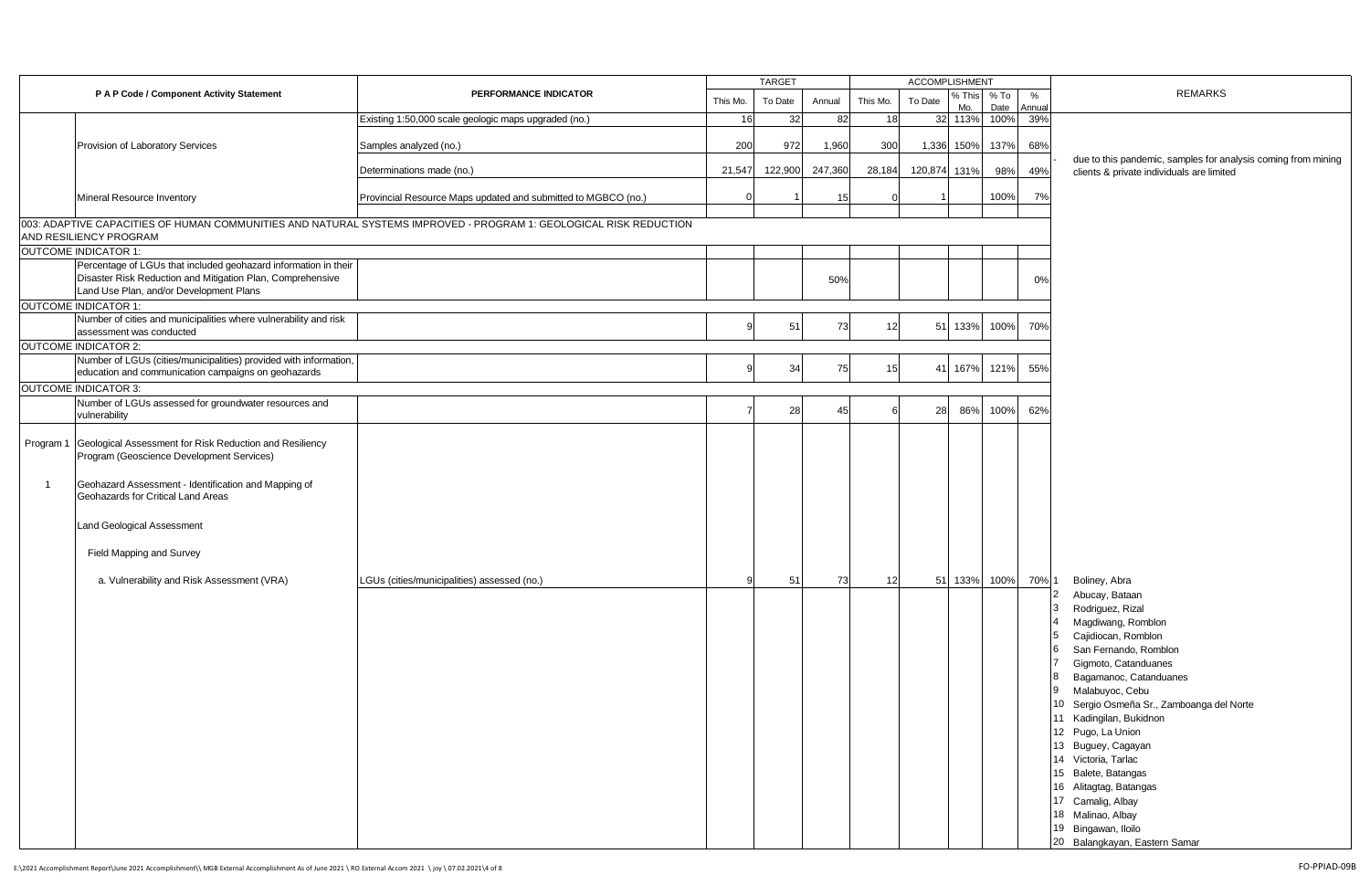| P A P Code / Component Activity Statement | | PERFORMANCE INDICATOR | TARGET | | | ACCOMPLISHMENT | | | | | REMARKS |
|---|---|---|---|---|---|---|---|---|---|---|---|
| | | | This Mo. | To Date | Annual | This Mo. | To Date | % This Mo. | % To Date | % Annual | |
| | | Existing 1:50,000 scale geologic maps upgraded (no.) | 16 | 32 | 82 | 18 | 32 | 113% | 100% | 39% | |
| | Provision of Laboratory Services | Samples analyzed (no.) | 200 | 972 | 1,960 | 300 | 1,336 | 150% | 137% | 68% | - due to this pandemic, samples for analysis coming from mining clients & private individuals are limited |
| | | Determinations made (no.) | 21,547 | 122,900 | 247,360 | 28,184 | 120,874 | 131% | 98% | 49% | |
| | Mineral Resource Inventory | Provincial Resource Maps updated and submitted to MGBCO (no.) | 0 | 1 | 15 | 0 | 1 | | 100% | 7% | |
| 003: ADAPTIVE CAPACITIES OF HUMAN COMMUNITIES AND NATURAL SYSTEMS IMPROVED - PROGRAM 1: GEOLOGICAL RISK REDUCTION AND RESILIENCY PROGRAM | | | | | | | | | | | |
| OUTCOME INDICATOR 1: | | | | | | | | | | | |
| | Percentage of LGUs that included geohazard information in their Disaster Risk Reduction and Mitigation Plan, Comprehensive Land Use Plan, and/or Development Plans | | | | 50% | | | | | 0% | |
| OUTCOME INDICATOR 1: | | | | | | | | | | | |
| | Number of cities and municipalities where vulnerability and risk assessment was conducted | | 9 | 51 | 73 | 12 | 51 | 133% | 100% | 70% | |
| OUTCOME INDICATOR 2: | | | | | | | | | | | |
| | Number of LGUs (cities/municipalities) provided with information, education and communication campaigns on geohazards | | 9 | 34 | 75 | 15 | 41 | 167% | 121% | 55% | |
| OUTCOME INDICATOR 3: | | | | | | | | | | | |
| | Number of LGUs assessed for groundwater resources and vulnerability | | 7 | 28 | 45 | 6 | 28 | 86% | 100% | 62% | |
| Program 1 | Geological Assessment for Risk Reduction and Resiliency Program (Geoscience Development Services) | | | | | | | | | | |
| 1 | Geohazard Assessment - Identification and Mapping of Geohazards for Critical Land Areas | | | | | | | | | | |
| | Land Geological Assessment | | | | | | | | | | |
| | Field Mapping and Survey | | | | | | | | | | |
| | a. Vulnerability and Risk Assessment (VRA) | LGUs (cities/municipalities) assessed (no.) | 9 | 51 | 73 | 12 | 51 | 133% | 100% | 70% | 1 Boliney, Abra<br>2 Abucay, Bataan<br>3 Rodriguez, Rizal<br>4 Magdiwang, Romblon<br>5 Cajidiocan, Romblon<br>6 San Fernando, Romblon<br>7 Gigmoto, Catanduanes<br>8 Bagamanoc, Catanduanes<br>9 Malabuyoc, Cebu<br>10 Sergio Osmeña Sr., Zamboanga del Norte<br>11 Kadingilan, Bukidnon<br>12 Pugo, La Union<br>13 Buguey, Cagayan<br>14 Victoria, Tarlac<br>15 Balete, Batangas<br>16 Alitagtag, Batangas<br>17 Camalig, Albay<br>18 Malinao, Albay<br>19 Bingawan, Iloilo<br>20 Balangkayan, Eastern Samar |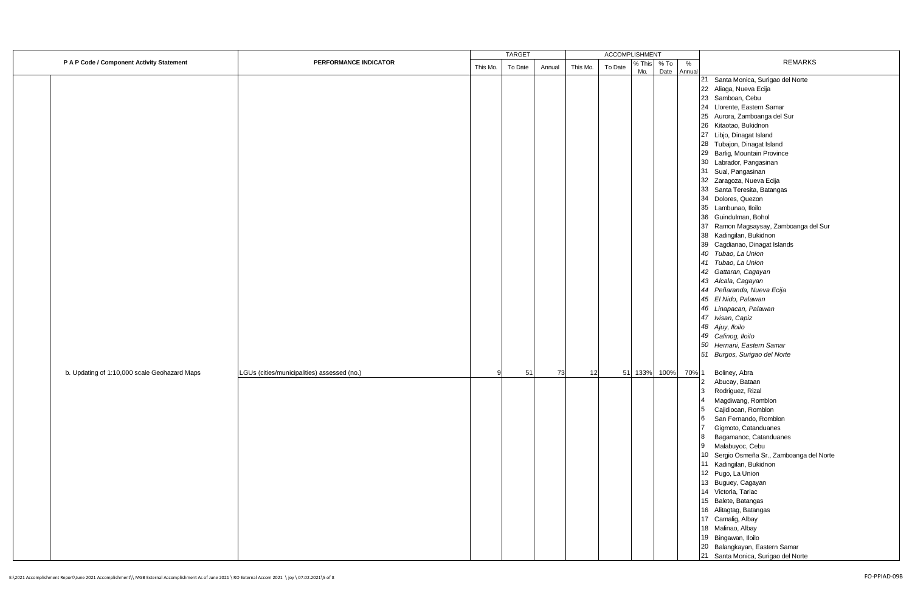| P A P Code / Component Activity Statement | PERFORMANCE INDICATOR | TARGET | | | ACCOMPLISHMENT | | | | | REMARKS |
|---|---|---|---|---|---|---|---|---|---|---|
| | | This Mo. | To Date | Annual | This Mo. | To Date | % This Mo. | % To Date | % Annual | |
| | | | | | | | | | | 21 Santa Monica, Surigao del Norte |
| | | | | | | | | | | 22 Aliaga, Nueva Ecija |
| | | | | | | | | | | 23 Samboan, Cebu |
| | | | | | | | | | | 24 Llorente, Eastern Samar |
| | | | | | | | | | | 25 Aurora, Zamboanga del Sur |
| | | | | | | | | | | 26 Kitaotao, Bukidnon |
| | | | | | | | | | | 27 Libjo, Dinagat Island |
| | | | | | | | | | | 28 Tubajon, Dinagat Island |
| | | | | | | | | | | 29 Barlig, Mountain Province |
| | | | | | | | | | | 30 Labrador, Pangasinan |
| | | | | | | | | | | 31 Sual, Pangasinan |
| | | | | | | | | | | 32 Zaragoza, Nueva Ecija |
| | | | | | | | | | | 33 Santa Teresita, Batangas |
| | | | | | | | | | | 34 Dolores, Quezon |
| | | | | | | | | | | 35 Lambunao, Iloilo |
| | | | | | | | | | | 36 Guindulman, Bohol |
| | | | | | | | | | | 37 Ramon Magsaysay, Zamboanga del Sur |
| | | | | | | | | | | 38 Kadingilan, Bukidnon |
| | | | | | | | | | | 39 Cagdianao, Dinagat Islands |
| | | | | | | | | | | *40 Tubao, La Union* |
| | | | | | | | | | | *41 Tubao, La Union* |
| | | | | | | | | | | *42 Gattaran, Cagayan* |
| | | | | | | | | | | *43 Alcala, Cagayan* |
| | | | | | | | | | | *44 Peñaranda, Nueva Ecija* |
| | | | | | | | | | | *45 El Nido, Palawan* |
| | | | | | | | | | | *46 Linapacan, Palawan* |
| | | | | | | | | | | *47 Ivisan, Capiz* |
| | | | | | | | | | | *48 Ajuy, Iloilo* |
| | | | | | | | | | | *49 Calinog, Iloilo* |
| | | | | | | | | | | *50 Hernani, Eastern Samar* |
| | | | | | | | | | | *51 Burgos, Surigao del Norte* |
| b. Updating of 1:10,000 scale Geohazard Maps | LGUs (cities/municipalities) assessed (no.) | 9 | 51 | 73 | 12 | 51 | 133% | 100% | 70% | 1 Boliney, Abra |
| | | | | | | | | | | 2 Abucay, Bataan |
| | | | | | | | | | | 3 Rodriguez, Rizal |
| | | | | | | | | | | 4 Magdiwang, Romblon |
| | | | | | | | | | | 5 Cajidiocan, Romblon |
| | | | | | | | | | | 6 San Fernando, Romblon |
| | | | | | | | | | | 7 Gigmoto, Catanduanes |
| | | | | | | | | | | 8 Bagamanoc, Catanduanes |
| | | | | | | | | | | 9 Malabuyoc, Cebu |
| | | | | | | | | | | 10 Sergio Osmeña Sr., Zamboanga del Norte |
| | | | | | | | | | | 11 Kadingilan, Bukidnon |
| | | | | | | | | | | 12 Pugo, La Union |
| | | | | | | | | | | 13 Buguey, Cagayan |
| | | | | | | | | | | 14 Victoria, Tarlac |
| | | | | | | | | | | 15 Balete, Batangas |
| | | | | | | | | | | 16 Alitagtag, Batangas |
| | | | | | | | | | | 17 Camalig, Albay |
| | | | | | | | | | | 18 Malinao, Albay |
| | | | | | | | | | | 19 Bingawan, Iloilo |
| | | | | | | | | | | 20 Balangkayan, Eastern Samar |
| | | | | | | | | | | 21 Santa Monica, Surigao del Norte |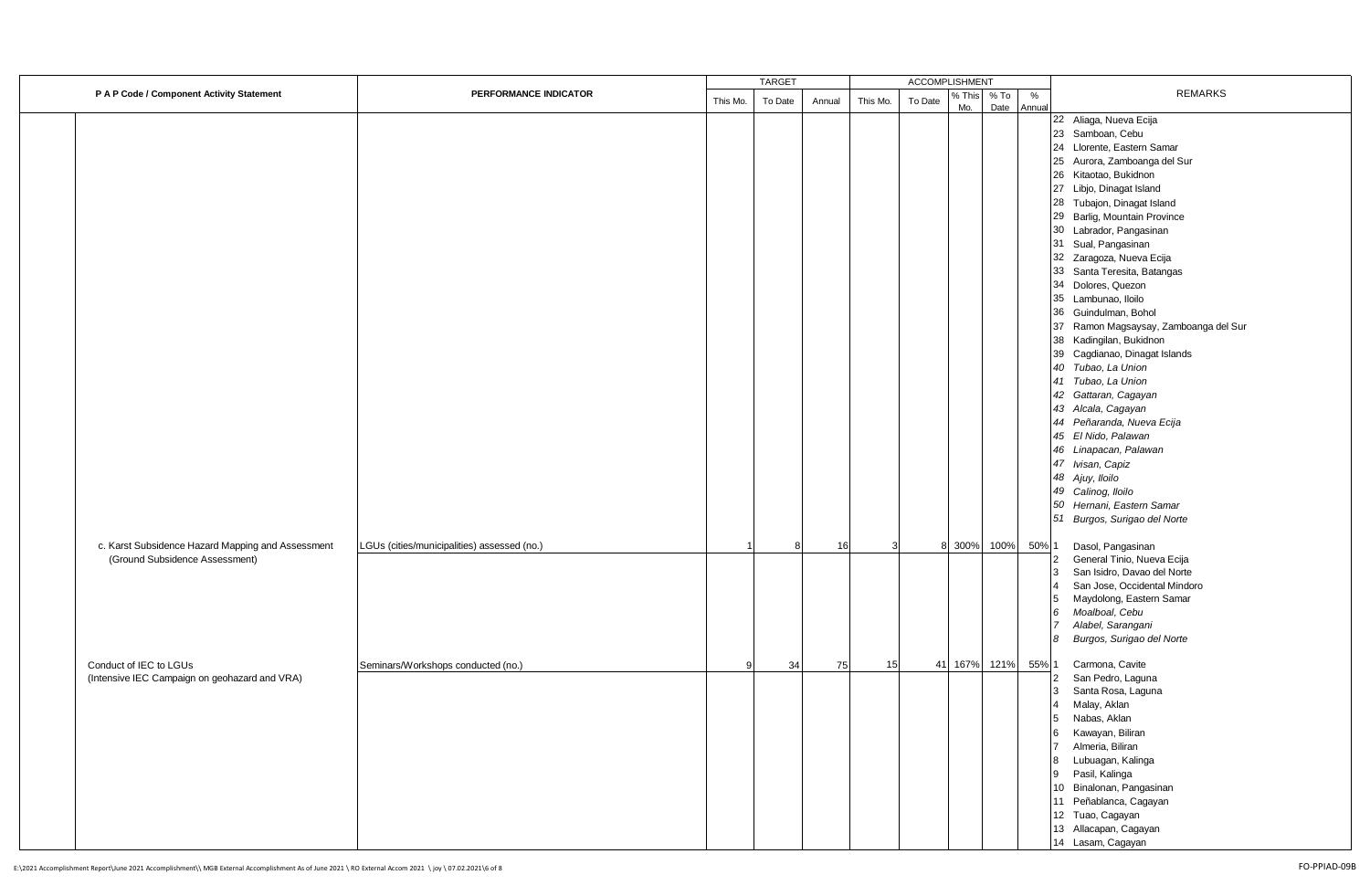| P A P Code / Component Activity Statement | PERFORMANCE INDICATOR | TARGET | | | ACCOMPLISHMENT | | | | | REMARKS |
|---|---|---|---|---|---|---|---|---|---|---|
| | | This Mo. | To Date | Annual | This Mo. | To Date | % This Mo. | % To Date | % Annual | |
| | | | | | | | | | | 22 Aliaga, Nueva Ecija<br>23 Samboan, Cebu<br>24 Llorente, Eastern Samar<br>25 Aurora, Zamboanga del Sur<br>26 Kitaotao, Bukidnon<br>27 Libjo, Dinagat Island<br>28 Tubajon, Dinagat Island<br>29 Barlig, Mountain Province<br>30 Labrador, Pangasinan<br>31 Sual, Pangasinan<br>32 Zaragoza, Nueva Ecija<br>33 Santa Teresita, Batangas<br>34 Dolores, Quezon<br>35 Lambunao, Iloilo<br>36 Guindulman, Bohol<br>37 Ramon Magsaysay, Zamboanga del Sur<br>38 Kadingilan, Bukidnon<br>39 Cagdianao, Dinagat Islands<br>*40 Tubao, La Union*<br>*41 Tubao, La Union*<br>*42 Gattaran, Cagayan*<br>*43 Alcala, Cagayan*<br>*44 Peñaranda, Nueva Ecija*<br>*45 El Nido, Palawan*<br>*46 Linapacan, Palawan*<br>*47 Ivisan, Capiz*<br>*48 Ajuy, Iloilo*<br>*49 Calinog, Iloilo*<br>*50 Hernani, Eastern Samar*<br>*51 Burgos, Surigao del Norte* |
| c. Karst Subsidence Hazard Mapping and Assessment (Ground Subsidence Assessment) | LGUs (cities/municipalities) assessed (no.) | 1 | 8 | 16 | 3 | 8 | 300% | 100% | 50% | 1 Dasol, Pangasinan<br>2 General Tinio, Nueva Ecija<br>3 San Isidro, Davao del Norte<br>4 San Jose, Occidental Mindoro<br>5 Maydolong, Eastern Samar<br>*6 Moalboal, Cebu*<br>*7 Alabel, Sarangani*<br>*8 Burgos, Surigao del Norte* |
| Conduct of IEC to LGUs (Intensive IEC Campaign on geohazard and VRA) | Seminars/Workshops conducted (no.) | 9 | 34 | 75 | 15 | 41 | 167% | 121% | 55% | 1 Carmona, Cavite<br>2 San Pedro, Laguna<br>3 Santa Rosa, Laguna<br>4 Malay, Aklan<br>5 Nabas, Aklan<br>6 Kawayan, Biliran<br>7 Almeria, Biliran<br>8 Lubuagan, Kalinga<br>9 Pasil, Kalinga<br>10 Binalonan, Pangasinan<br>11 Peñablanca, Cagayan<br>12 Tuao, Cagayan<br>13 Allacapan, Cagayan<br>14 Lasam, Cagayan |

E:\2021 Accomplishment Report\June 2021 Accomplishment\\ MGB External Accomplishment As of June 2021 \ RO External Accom 2021 \ joy \ 07.02.2021\6 of 8

FO-PPIAD-09B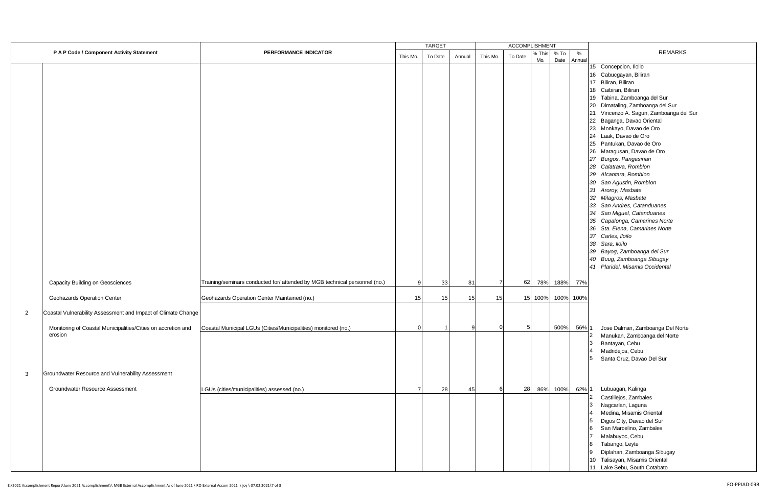| P A P Code / Component Activity Statement | | PERFORMANCE INDICATOR | TARGET | | | ACCOMPLISHMENT | | | | | REMARKS |
|---|---|---|---|---|---|---|---|---|---|---|---|
| | | | This Mo. | To Date | Annual | This Mo. | To Date | % This Mo. | % To Date | % Annual | |
| | | | | | | | | | | | 15 Concepcion, Iloilo<br>16 Cabucgayan, Biliran<br>17 Biliran, Biliran<br>18 Caibiran, Biliran<br>19 Tabina, Zamboanga del Sur<br>20 Dimataling, Zamboanga del Sur<br>21 Vincenzo A. Sagun, Zamboanga del Sur<br>22 Baganga, Davao Oriental<br>23 Monkayo, Davao de Oro<br>24 Laak, Davao de Oro<br>25 Pantukan, Davao de Oro<br>26 Maragusan, Davao de Oro<br>*27 Burgos, Pangasinan*<br>*28 Calatrava, Romblon*<br>*29 Alcantara, Romblon*<br>*30 San Agustin, Romblon*<br>*31 Aroroy, Masbate*<br>*32 Milagros, Masbate*<br>*33 San Andres, Catanduanes*<br>*34 San Miguel, Catanduanes*<br>*35 Capalonga, Camarines Norte*<br>*36 Sta. Elena, Camarines Norte*<br>*37 Carles, Iloilo*<br>*38 Sara, Iloilo*<br>*39 Bayog, Zamboanga del Sur*<br>*40 Buug, Zamboanga Sibugay*<br>*41 Plaridel, Misamis Occidental* |
| | Capacity Building on Geosciences | Training/seminars conducted for/ attended by MGB technical personnel (no.) | 9 | 33 | 81 | 7 | 62 | 78% | 188% | 77% | |
| | Geohazards Operation Center | Geohazards Operation Center Maintained (no.) | 15 | 15 | 15 | 15 | 15 | 100% | 100% | 100% | |
| 2 | Coastal Vulnerability Assessment and Impact of Climate Change | | | | | | | | | | |
| | Monitoring of Coastal Municipalities/Cities on accretion and erosion | Coastal Municipal LGUs (Cities/Municipalities) monitored (no.) | 0 | 1 | 9 | 0 | 5 | | 500% | 56% | 1 Jose Dalman, Zamboanga Del Norte<br>2 Manukan, Zamboanga del Norte<br>3 Bantayan, Cebu<br>4 Madridejos, Cebu<br>5 Santa Cruz, Davao Del Sur |
| 3 | Groundwater Resource and Vulnerability Assessment | | | | | | | | | | |
| | Groundwater Resource Assessment | LGUs (cities/municipalities) assessed (no.) | 7 | 28 | 45 | 6 | 28 | 86% | 100% | 62% | 1 Lubuagan, Kalinga<br>2 Castillejos, Zambales<br>3 Nagcarlan, Laguna<br>4 Medina, Misamis Oriental<br>5 Digos City, Davao del Sur<br>6 San Marcelino, Zambales<br>7 Malabuyoc, Cebu<br>8 Tabango, Leyte<br>9 Diplahan, Zamboanga Sibugay<br>10 Talisayan, Misamis Oriental<br>11 Lake Sebu, South Cotabato |

E:\2021 Accomplishment Report\June 2021 Accomplishment\\ MGB External Accomplishment As of June 2021 \ RO External Accom 2021 \ joy \ 07.02.2021\7 of 8

FO-PPIAD-09B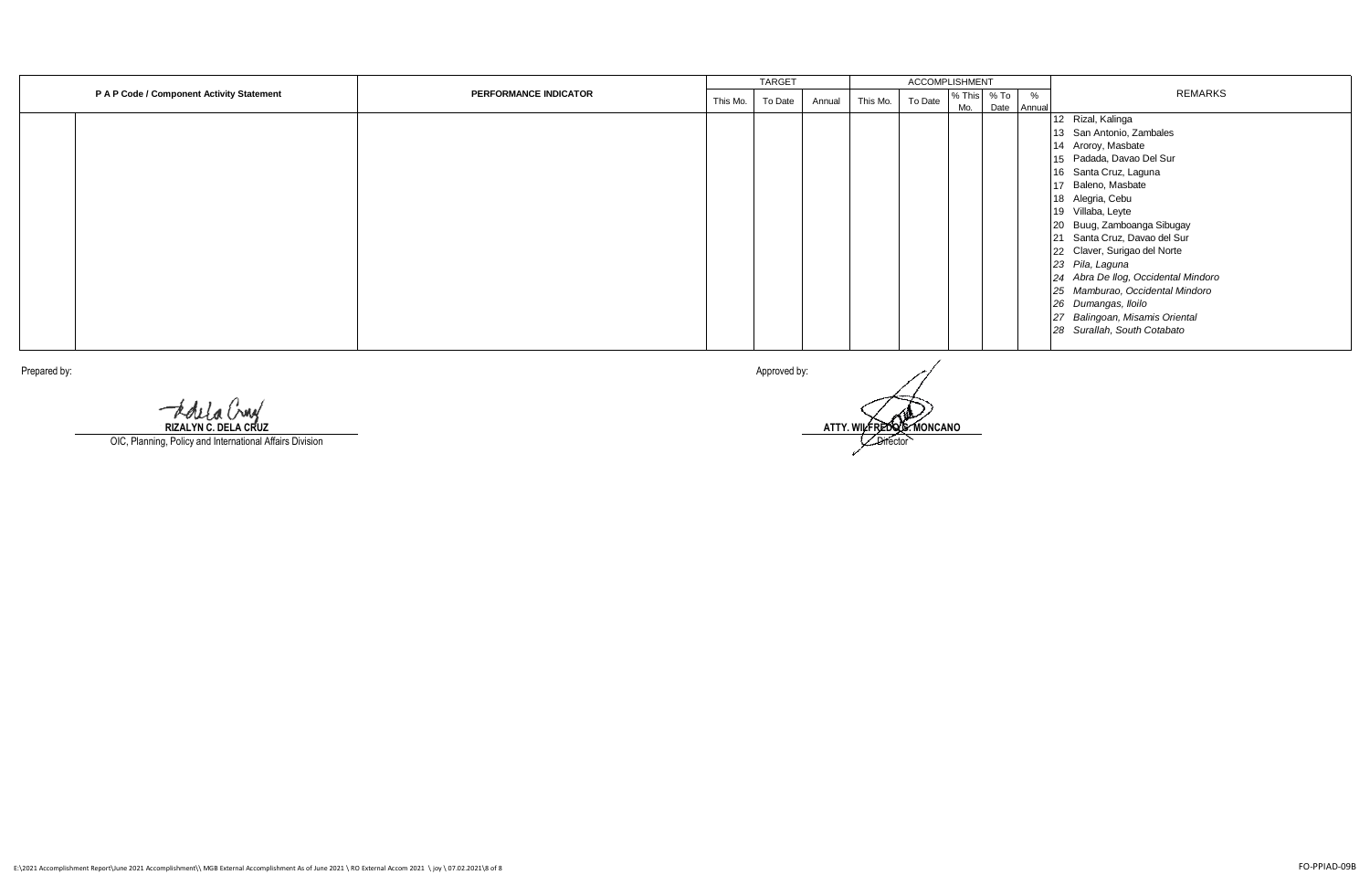| P A P Code / Component Activity Statement | | PERFORMANCE INDICATOR | TARGET | | | ACCOMPLISHMENT | | | | | REMARKS |
|---|---|---|---|---|---|---|---|---|---|---|---|
| | | | This Mo. | To Date | Annual | This Mo. | To Date | % This Mo. | % To Date | % Annual | |
| | | | | | | | | | | | 12 Rizal, Kalinga<br>13 San Antonio, Zambales<br>14 Aroroy, Masbate<br>15 Padada, Davao Del Sur<br>16 Santa Cruz, Laguna<br>17 Baleno, Masbate<br>18 Alegria, Cebu<br>19 Villaba, Leyte<br>20 Buug, Zamboanga Sibugay<br>21 Santa Cruz, Davao del Sur<br>22 Claver, Surigao del Norte<br>*23 Pila, Laguna*<br>*24 Abra De Ilog, Occidental Mindoro*<br>*25 Mamburao, Occidental Mindoro*<br>*26 Dumangas, Iloilo*<br>*27 Balingoan, Misamis Oriental*<br>*28 Surallah, South Cotabato* |

Prepared by:

**RIZALYN C. DELA CRUZ**
OIC, Planning, Policy and International Affairs Division

Approved by:

**ATTY. WILFREDO G. MONCANO**
Director

E:\2021 Accomplishment Report\June 2021 Accomplishment\\ MGB External Accomplishment As of June 2021 \ RO External Accom 2021 \ joy \ 07.02.2021\8 of 8

FO-PPIAD-09B